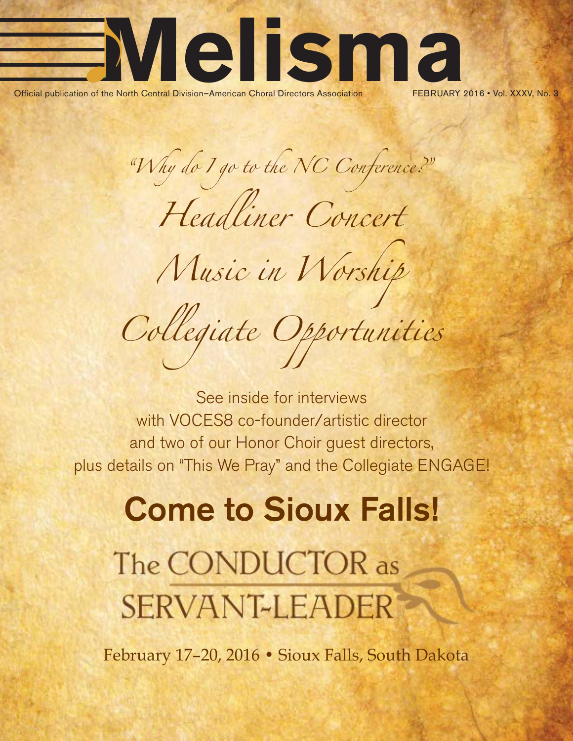# Melisma

Official publication of the North Central Division–American Choral Directors Association

FEBRUARY 2016 • Vol. XXXV, No. 3

*"Why do I go to the NC Conference?"*

*Headliner Concert*

*Music in Worship*

*Collegiate Opportunities*

See inside for interviews
with VOCES8 co-founder/artistic director
and two of our Honor Choir guest directors,
plus details on "This We Pray" and the Collegiate ENGAGE!

## Come to Sioux Falls!

The CONDUCTOR as SERVANT-LEADER

February 17–20, 2016 • Sioux Falls, South Dakota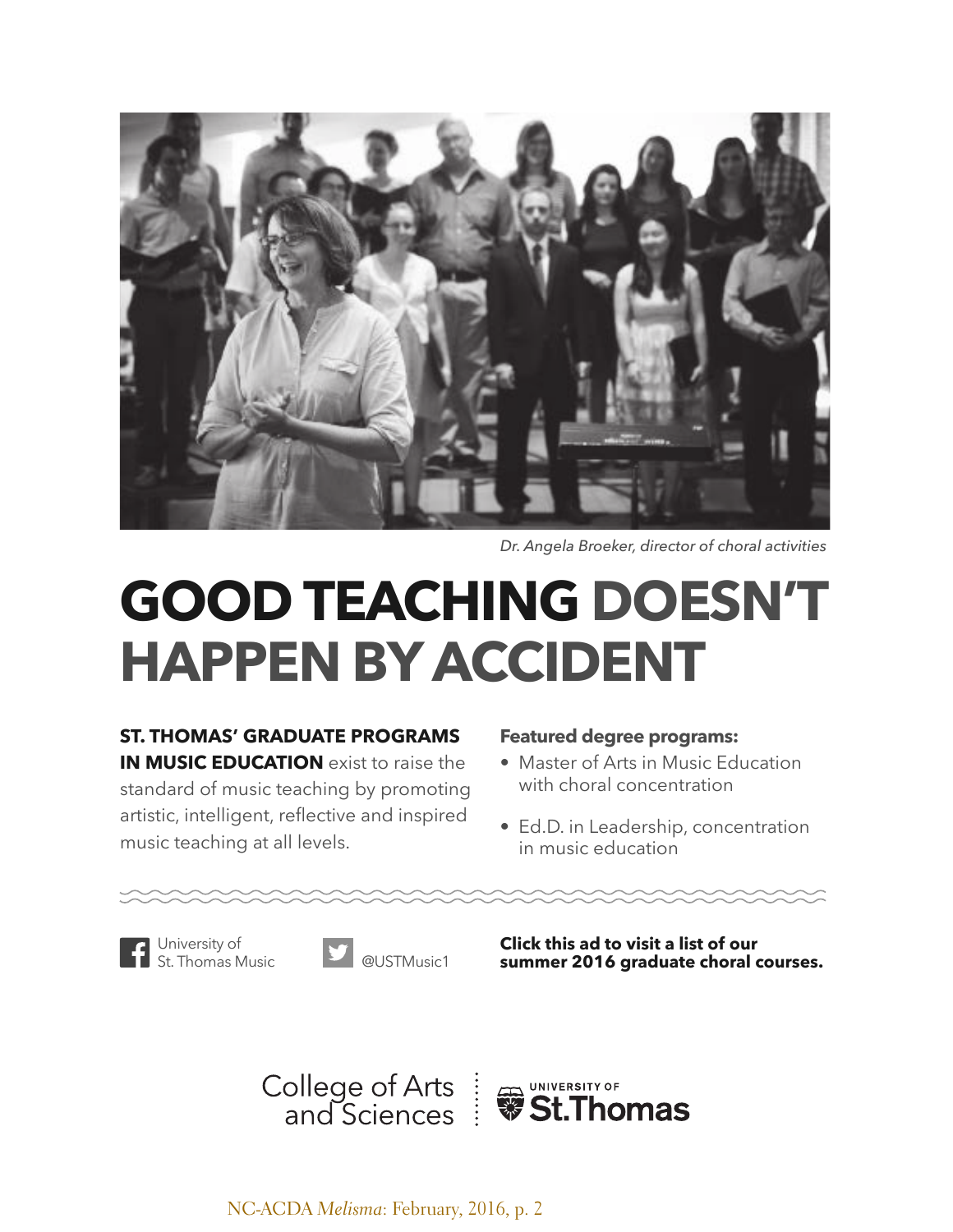*Dr. Angela Broeker, director of choral activities*

# GOOD TEACHING DOESN'T HAPPEN BY ACCIDENT

**ST. THOMAS' GRADUATE PROGRAMS IN MUSIC EDUCATION** exist to raise the standard of music teaching by promoting artistic, intelligent, reflective and inspired music teaching at all levels.

**Featured degree programs:**

- Master of Arts in Music Education with choral concentration
- Ed.D. in Leadership, concentration in music education

University of St. Thomas Music

@USTMusic1

**Click this ad to visit a list of our summer 2016 graduate choral courses.**

College of Arts and Sciences | University of St. Thomas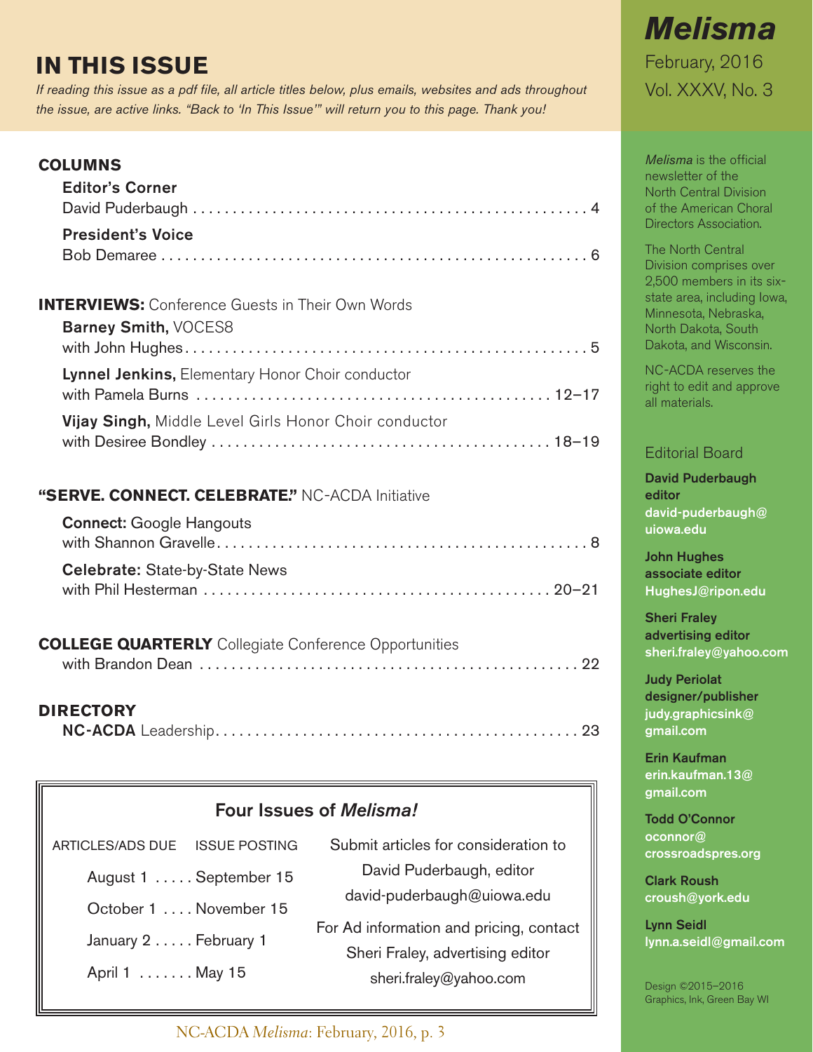# IN THIS ISSUE

*If reading this issue as a pdf file, all article titles below, plus emails, websites and ads throughout the issue, are active links. "Back to 'In This Issue'" will return you to this page. Thank you!*

## COLUMNS

**Editor's Corner**
David Puderbaugh . . . . . 4

**President's Voice**
Bob Demaree . . . . . 6

## INTERVIEWS: Conference Guests in Their Own Words

**Barney Smith,** VOCES8
with John Hughes . . . . . 5

**Lynnel Jenkins,** Elementary Honor Choir conductor
with Pamela Burns . . . . . 12–17

**Vijay Singh,** Middle Level Girls Honor Choir conductor
with Desiree Bondley . . . . . 18–19

## "SERVE. CONNECT. CELEBRATE." NC-ACDA Initiative

**Connect:** Google Hangouts
with Shannon Gravelle . . . . . 8

**Celebrate:** State-by-State News
with Phil Hesterman . . . . . 20–21

## COLLEGE QUARTERLY Collegiate Conference Opportunities

with Brandon Dean . . . . . 22

## DIRECTORY

**NC-ACDA** Leadership . . . . . 23

### Four Issues of *Melisma!*

| ARTICLES/ADS DUE | ISSUE POSTING |
|---|---|
| August 1 | September 15 |
| October 1 | November 15 |
| January 2 | February 1 |
| April 1 | May 15 |

Submit articles for consideration to David Puderbaugh, editor
david-puderbaugh@uiowa.edu

For Ad information and pricing, contact Sheri Fraley, advertising editor
sheri.fraley@yahoo.com

# *Melisma*

February, 2016
Vol. XXXV, No. 3

*Melisma* is the official newsletter of the North Central Division of the American Choral Directors Association.

The North Central Division comprises over 2,500 members in its six-state area, including Iowa, Minnesota, Nebraska, North Dakota, South Dakota, and Wisconsin.

NC-ACDA reserves the right to edit and approve all materials.

## Editorial Board

**David Puderbaugh**
**editor**
**david-puderbaugh@uiowa.edu**

**John Hughes**
**associate editor**
**HughesJ@ripon.edu**

**Sheri Fraley**
**advertising editor**
**sheri.fraley@yahoo.com**

**Judy Periolat**
**designer/publisher**
**judy.graphicsink@gmail.com**

**Erin Kaufman**
**erin.kaufman.13@gmail.com**

**Todd O'Connor**
**oconnor@crossroadspres.org**

**Clark Roush**
**croush@york.edu**

**Lynn Seidl**
**lynn.a.seidl@gmail.com**

Design ©2015–2016
Graphics, Ink, Green Bay WI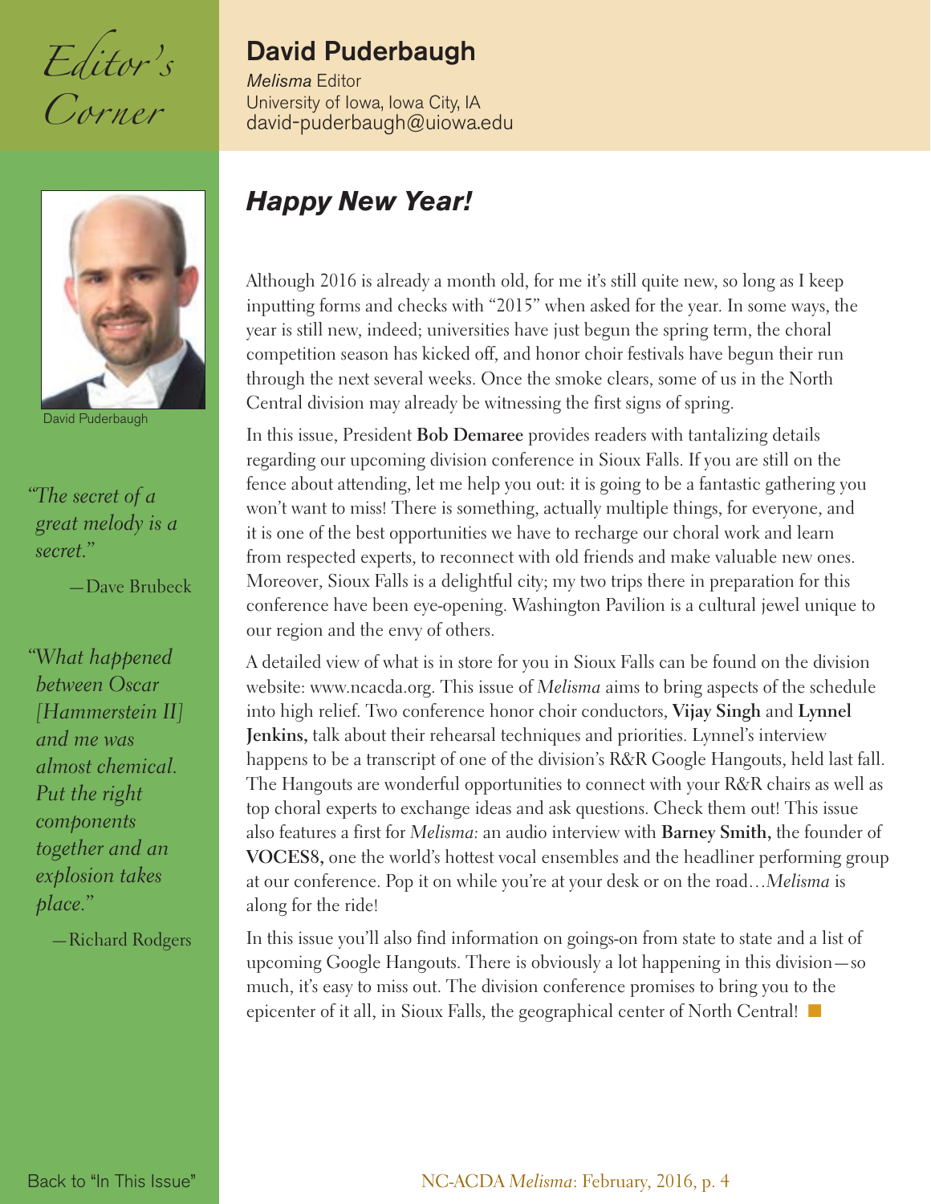# Editor's Corner

## David Puderbaugh

*Melisma* Editor
University of Iowa, Iowa City, IA
david-puderbaugh@uiowa.edu

David Puderbaugh

*"The secret of a great melody is a secret."*

—Dave Brubeck

*"What happened between Oscar [Hammerstein II] and me was almost chemical. Put the right components together and an explosion takes place."*

—Richard Rodgers

### *Happy New Year!*

Although 2016 is already a month old, for me it's still quite new, so long as I keep inputting forms and checks with "2015" when asked for the year. In some ways, the year is still new, indeed; universities have just begun the spring term, the choral competition season has kicked off, and honor choir festivals have begun their run through the next several weeks. Once the smoke clears, some of us in the North Central division may already be witnessing the first signs of spring.

In this issue, President **Bob Demaree** provides readers with tantalizing details regarding our upcoming division conference in Sioux Falls. If you are still on the fence about attending, let me help you out: it is going to be a fantastic gathering you won't want to miss! There is something, actually multiple things, for everyone, and it is one of the best opportunities we have to recharge our choral work and learn from respected experts, to reconnect with old friends and make valuable new ones. Moreover, Sioux Falls is a delightful city; my two trips there in preparation for this conference have been eye-opening. Washington Pavilion is a cultural jewel unique to our region and the envy of others.

A detailed view of what is in store for you in Sioux Falls can be found on the division website: www.ncacda.org. This issue of *Melisma* aims to bring aspects of the schedule into high relief. Two conference honor choir conductors, **Vijay Singh** and **Lynnel Jenkins,** talk about their rehearsal techniques and priorities. Lynnel's interview happens to be a transcript of one of the division's R&R Google Hangouts, held last fall. The Hangouts are wonderful opportunities to connect with your R&R chairs as well as top choral experts to exchange ideas and ask questions. Check them out! This issue also features a first for *Melisma:* an audio interview with **Barney Smith,** the founder of **VOCES8,** one the world's hottest vocal ensembles and the headliner performing group at our conference. Pop it on while you're at your desk or on the road…*Melisma* is along for the ride!

In this issue you'll also find information on goings-on from state to state and a list of upcoming Google Hangouts. There is obviously a lot happening in this division—so much, it's easy to miss out. The division conference promises to bring you to the epicenter of it all, in Sioux Falls, the geographical center of North Central! ■

Back to "In This Issue"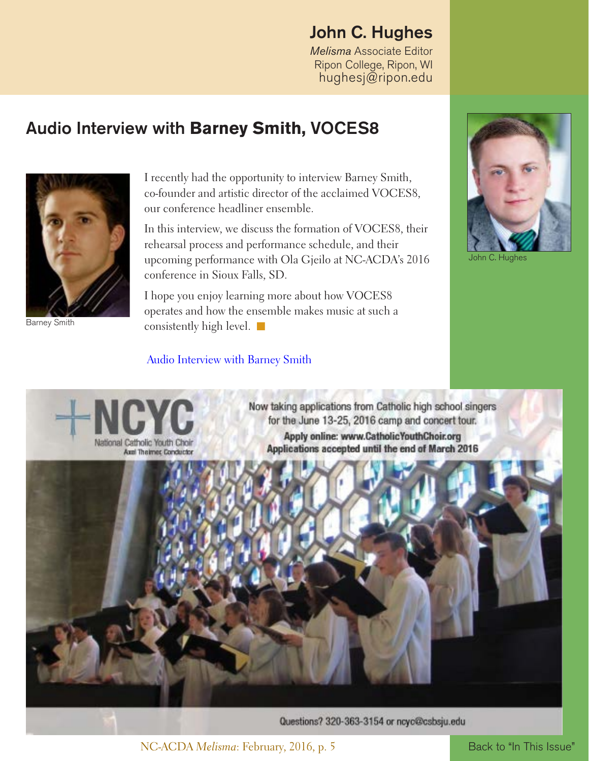**John C. Hughes**
*Melisma* Associate Editor
Ripon College, Ripon, WI
hughesj@ripon.edu

## Audio Interview with **Barney Smith,** VOCES8

Barney Smith

John C. Hughes

I recently had the opportunity to interview Barney Smith, co-founder and artistic director of the acclaimed VOCES8, our conference headliner ensemble.

In this interview, we discuss the formation of VOCES8, their rehearsal process and performance schedule, and their upcoming performance with Ola Gjeilo at NC-ACDA's 2016 conference in Sioux Falls, SD.

I hope you enjoy learning more about how VOCES8 operates and how the ensemble makes music at such a consistently high level. ■

Audio Interview with Barney Smith

**NCYC**
National Catholic Youth Choir
Axel Theimer, Conductor

Now taking applications from Catholic high school singers for the June 13-25, 2016 camp and concert tour.

**Apply online: www.CatholicYouthChoir.org**
**Applications accepted until the end of March 2016**

Questions? 320-363-3154 or ncyc@csbsju.edu

Back to "In This Issue"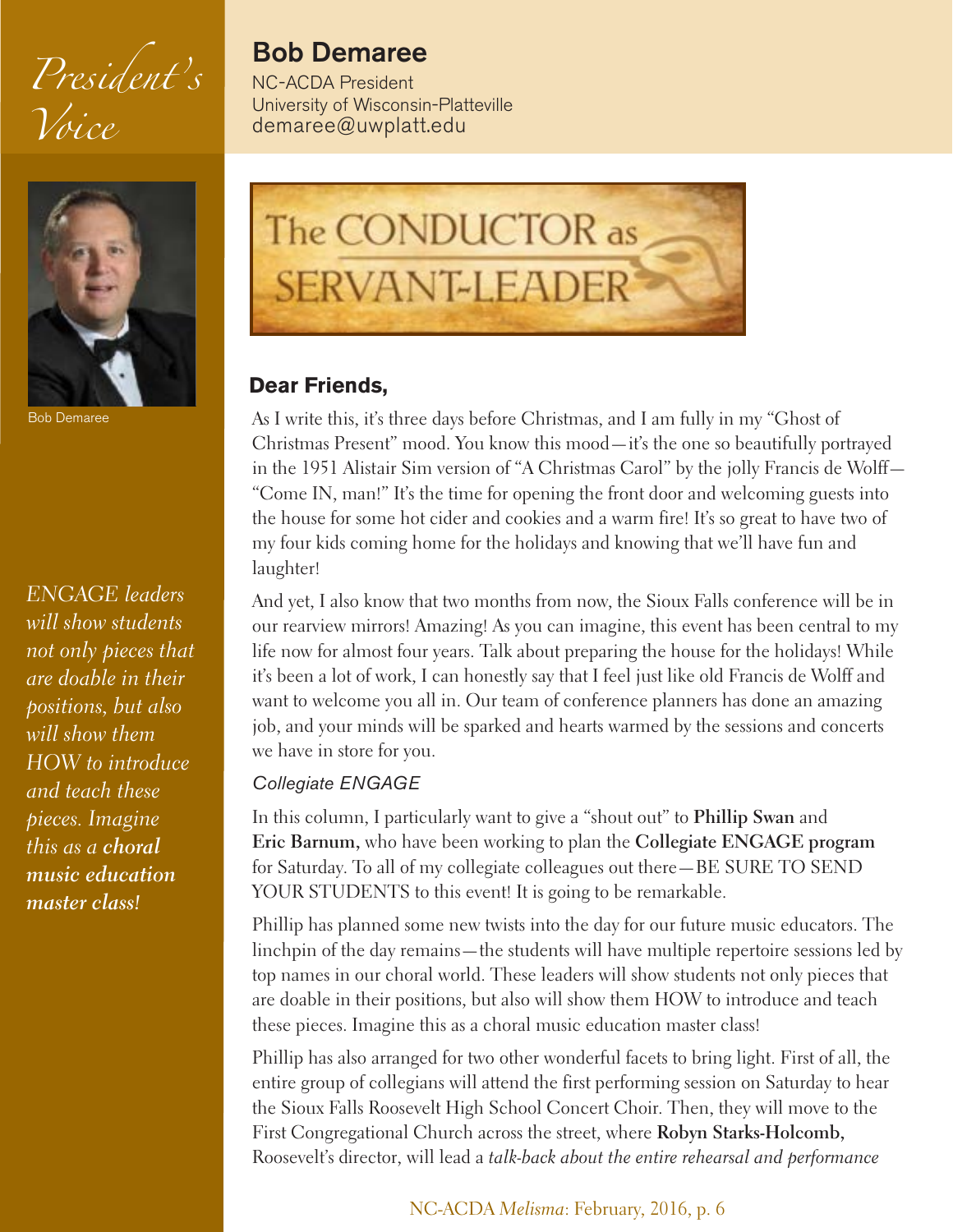# President's Voice

## Bob Demaree

NC-ACDA President
University of Wisconsin-Platteville
demaree@uwplatt.edu

Bob Demaree

The CONDUCTOR as SERVANT-LEADER

### Dear Friends,

As I write this, it's three days before Christmas, and I am fully in my "Ghost of Christmas Present" mood. You know this mood—it's the one so beautifully portrayed in the 1951 Alistair Sim version of "A Christmas Carol" by the jolly Francis de Wolff—"Come IN, man!" It's the time for opening the front door and welcoming guests into the house for some hot cider and cookies and a warm fire! It's so great to have two of my four kids coming home for the holidays and knowing that we'll have fun and laughter!

And yet, I also know that two months from now, the Sioux Falls conference will be in our rearview mirrors! Amazing! As you can imagine, this event has been central to my life now for almost four years. Talk about preparing the house for the holidays! While it's been a lot of work, I can honestly say that I feel just like old Francis de Wolff and want to welcome you all in. Our team of conference planners has done an amazing job, and your minds will be sparked and hearts warmed by the sessions and concerts we have in store for you.

*Collegiate ENGAGE*

In this column, I particularly want to give a "shout out" to **Phillip Swan** and **Eric Barnum,** who have been working to plan the **Collegiate ENGAGE program** for Saturday. To all of my collegiate colleagues out there—BE SURE TO SEND YOUR STUDENTS to this event! It is going to be remarkable.

Phillip has planned some new twists into the day for our future music educators. The linchpin of the day remains—the students will have multiple repertoire sessions led by top names in our choral world. These leaders will show students not only pieces that are doable in their positions, but also will show them HOW to introduce and teach these pieces. Imagine this as a choral music education master class!

*ENGAGE leaders will show students not only pieces that are doable in their positions, but also will show them HOW to introduce and teach these pieces. Imagine this as a* ***choral music education master class!***

Phillip has also arranged for two other wonderful facets to bring light. First of all, the entire group of collegians will attend the first performing session on Saturday to hear the Sioux Falls Roosevelt High School Concert Choir. Then, they will move to the First Congregational Church across the street, where **Robyn Starks-Holcomb,** Roosevelt's director, will lead a *talk-back about the entire rehearsal and performance*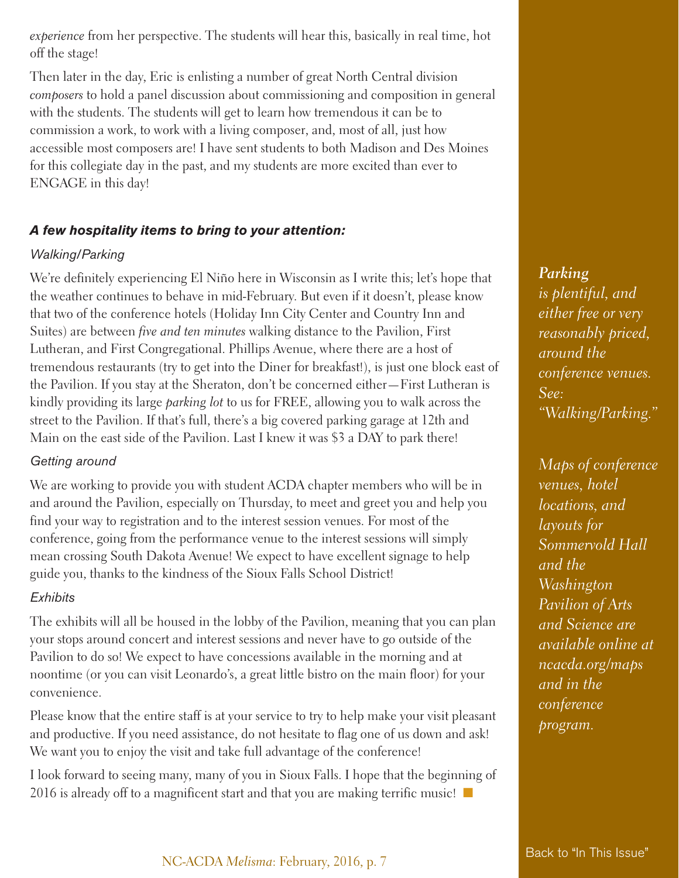*experience* from her perspective. The students will hear this, basically in real time, hot off the stage!

Then later in the day, Eric is enlisting a number of great North Central division *composers* to hold a panel discussion about commissioning and composition in general with the students. The students will get to learn how tremendous it can be to commission a work, to work with a living composer, and, most of all, just how accessible most composers are! I have sent students to both Madison and Des Moines for this collegiate day in the past, and my students are more excited than ever to ENGAGE in this day!

### *A few hospitality items to bring to your attention:*

*Walking/Parking*

We're definitely experiencing El Niño here in Wisconsin as I write this; let's hope that the weather continues to behave in mid-February. But even if it doesn't, please know that two of the conference hotels (Holiday Inn City Center and Country Inn and Suites) are between *five and ten minutes* walking distance to the Pavilion, First Lutheran, and First Congregational. Phillips Avenue, where there are a host of tremendous restaurants (try to get into the Diner for breakfast!), is just one block east of the Pavilion. If you stay at the Sheraton, don't be concerned either—First Lutheran is kindly providing its large *parking lot* to us for FREE, allowing you to walk across the street to the Pavilion. If that's full, there's a big covered parking garage at 12th and Main on the east side of the Pavilion. Last I knew it was $3 a DAY to park there!

*Getting around*

We are working to provide you with student ACDA chapter members who will be in and around the Pavilion, especially on Thursday, to meet and greet you and help you find your way to registration and to the interest session venues. For most of the conference, going from the performance venue to the interest sessions will simply mean crossing South Dakota Avenue! We expect to have excellent signage to help guide you, thanks to the kindness of the Sioux Falls School District!

*Exhibits*

The exhibits will all be housed in the lobby of the Pavilion, meaning that you can plan your stops around concert and interest sessions and never have to go outside of the Pavilion to do so! We expect to have concessions available in the morning and at noontime (or you can visit Leonardo's, a great little bistro on the main floor) for your convenience.

Please know that the entire staff is at your service to try to help make your visit pleasant and productive. If you need assistance, do not hesitate to flag one of us down and ask! We want you to enjoy the visit and take full advantage of the conference!

I look forward to seeing many, many of you in Sioux Falls. I hope that the beginning of 2016 is already off to a magnificent start and that you are making terrific music! ■

***Parking*** *is plentiful, and either free or very reasonably priced, around the conference venues. See: "Walking/Parking."*

*Maps of conference venues, hotel locations, and layouts for Sommervold Hall and the Washington Pavilion of Arts and Science are available online at ncacda.org/maps and in the conference program.*

Back to "In This Issue"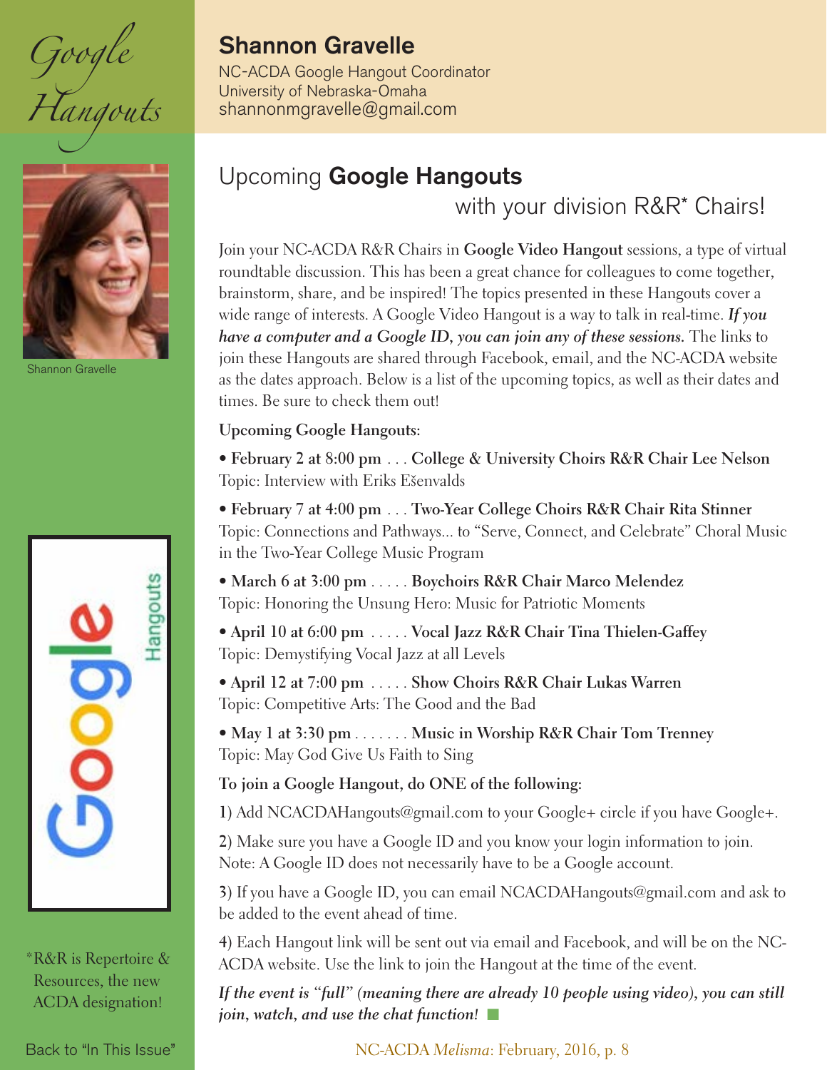# Google Hangouts

## Shannon Gravelle

NC-ACDA Google Hangout Coordinator
University of Nebraska-Omaha
shannonmgravelle@gmail.com

Shannon Gravelle

## Upcoming **Google Hangouts** with your division R&R* Chairs!

Join your NC-ACDA R&R Chairs in **Google Video Hangout** sessions, a type of virtual roundtable discussion. This has been a great chance for colleagues to come together, brainstorm, share, and be inspired! The topics presented in these Hangouts cover a wide range of interests. A Google Video Hangout is a way to talk in real-time. ***If you have a computer and a Google ID, you can join any of these sessions.*** The links to join these Hangouts are shared through Facebook, email, and the NC-ACDA website as the dates approach. Below is a list of the upcoming topics, as well as their dates and times. Be sure to check them out!

**Upcoming Google Hangouts:**

- **February 2 at 8:00 pm** . . . **College & University Choirs R&R Chair Lee Nelson**
  Topic: Interview with Ēriks Ešenvalds
- **February 7 at 4:00 pm** . . . **Two-Year College Choirs R&R Chair Rita Stinner**
  Topic: Connections and Pathways... to "Serve, Connect, and Celebrate" Choral Music in the Two-Year College Music Program
- **March 6 at 3:00 pm** . . . . . **Boychoirs R&R Chair Marco Melendez**
  Topic: Honoring the Unsung Hero: Music for Patriotic Moments
- **April 10 at 6:00 pm** . . . . . **Vocal Jazz R&R Chair Tina Thielen-Gaffey**
  Topic: Demystifying Vocal Jazz at all Levels
- **April 12 at 7:00 pm** . . . . . **Show Choirs R&R Chair Lukas Warren**
  Topic: Competitive Arts: The Good and the Bad
- **May 1 at 3:30 pm** . . . . . . . **Music in Worship R&R Chair Tom Trenney**
  Topic: May God Give Us Faith to Sing

**To join a Google Hangout, do ONE of the following:**

1) Add NCACDAHangouts@gmail.com to your Google+ circle if you have Google+.

2) Make sure you have a Google ID and you know your login information to join. Note: A Google ID does not necessarily have to be a Google account.

3) If you have a Google ID, you can email NCACDAHangouts@gmail.com and ask to be added to the event ahead of time.

4) Each Hangout link will be sent out via email and Facebook, and will be on the NC-ACDA website. Use the link to join the Hangout at the time of the event.

***If the event is "full" (meaning there are already 10 people using video), you can still join, watch, and use the chat function!***

*R&R is Repertoire & Resources, the new ACDA designation!

Back to "In This Issue"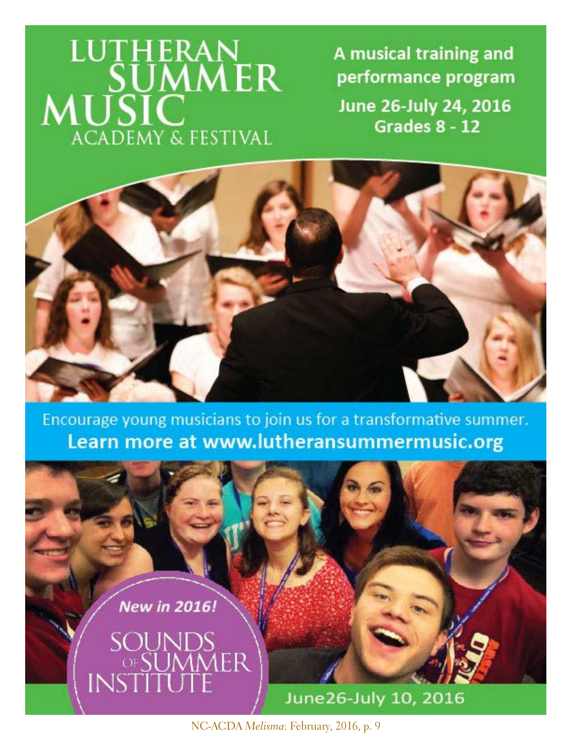# LUTHERAN SUMMER MUSIC ACADEMY & FESTIVAL

**A musical training and performance program**

**June 26-July 24, 2016**
**Grades 8 - 12**

Encourage young musicians to join us for a transformative summer.
**Learn more at www.lutheransummermusic.org**

*New in 2016!*

SOUNDS OF SUMMER INSTITUTE

June26-July 10, 2016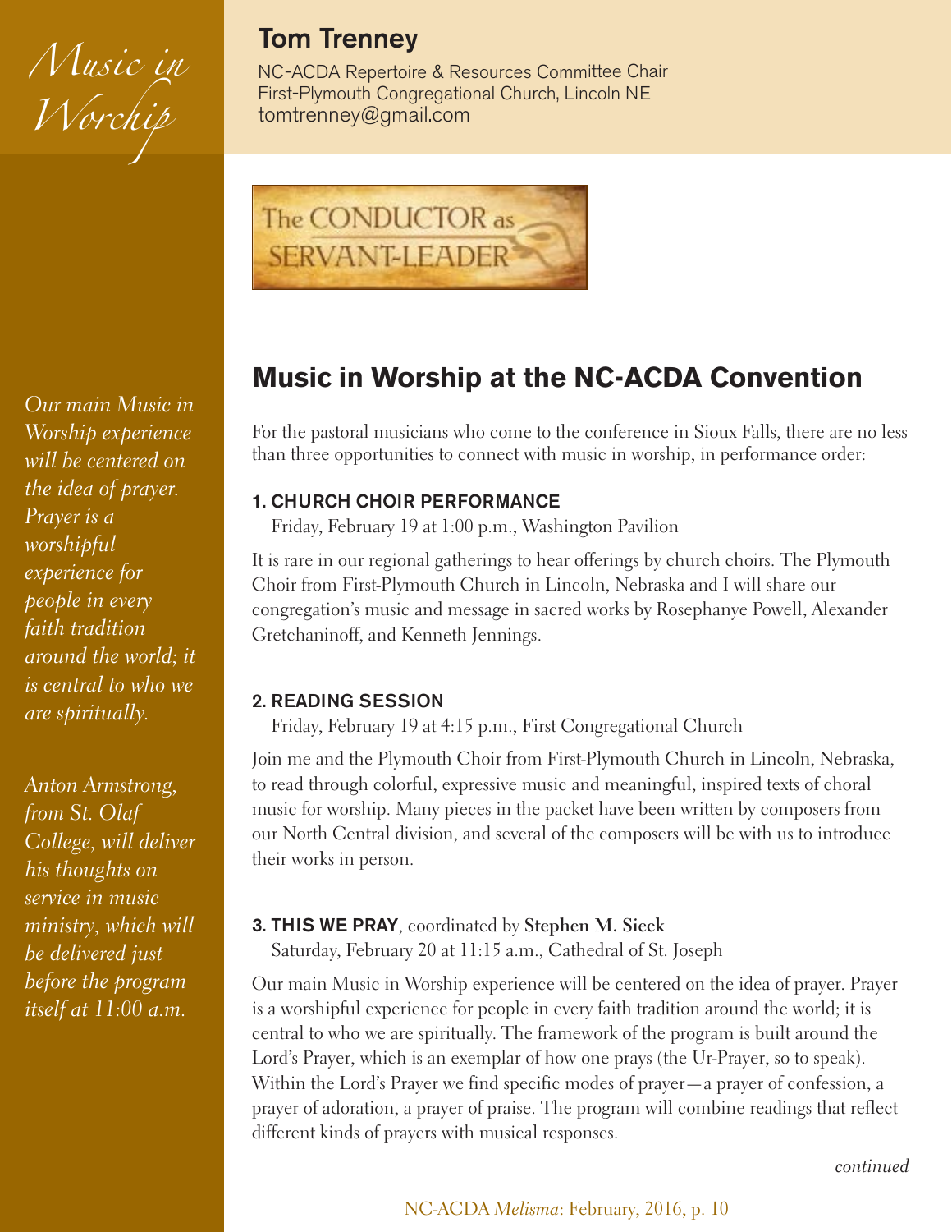*Music in Worship*

## Tom Trenney

NC-ACDA Repertoire & Resources Committee Chair
First-Plymouth Congregational Church, Lincoln NE
tomtrenney@gmail.com

The CONDUCTOR as SERVANT-LEADER

# Music in Worship at the NC-ACDA Convention

For the pastoral musicians who come to the conference in Sioux Falls, there are no less than three opportunities to connect with music in worship, in performance order:

### 1. CHURCH CHOIR PERFORMANCE

Friday, February 19 at 1:00 p.m., Washington Pavilion

It is rare in our regional gatherings to hear offerings by church choirs. The Plymouth Choir from First-Plymouth Church in Lincoln, Nebraska and I will share our congregation's music and message in sacred works by Rosephanye Powell, Alexander Gretchaninoff, and Kenneth Jennings.

### 2. READING SESSION

Friday, February 19 at 4:15 p.m., First Congregational Church

Join me and the Plymouth Choir from First-Plymouth Church in Lincoln, Nebraska, to read through colorful, expressive music and meaningful, inspired texts of choral music for worship. Many pieces in the packet have been written by composers from our North Central division, and several of the composers will be with us to introduce their works in person.

### 3. THIS WE PRAY, coordinated by **Stephen M. Sieck**

Saturday, February 20 at 11:15 a.m., Cathedral of St. Joseph

Our main Music in Worship experience will be centered on the idea of prayer. Prayer is a worshipful experience for people in every faith tradition around the world; it is central to who we are spiritually. The framework of the program is built around the Lord's Prayer, which is an exemplar of how one prays (the Ur-Prayer, so to speak). Within the Lord's Prayer we find specific modes of prayer—a prayer of confession, a prayer of adoration, a prayer of praise. The program will combine readings that reflect different kinds of prayers with musical responses.

*Our main Music in Worship experience will be centered on the idea of prayer. Prayer is a worshipful experience for people in every faith tradition around the world; it is central to who we are spiritually.*

*Anton Armstrong, from St. Olaf College, will deliver his thoughts on service in music ministry, which will be delivered just before the program itself at 11:00 a.m.*

*continued*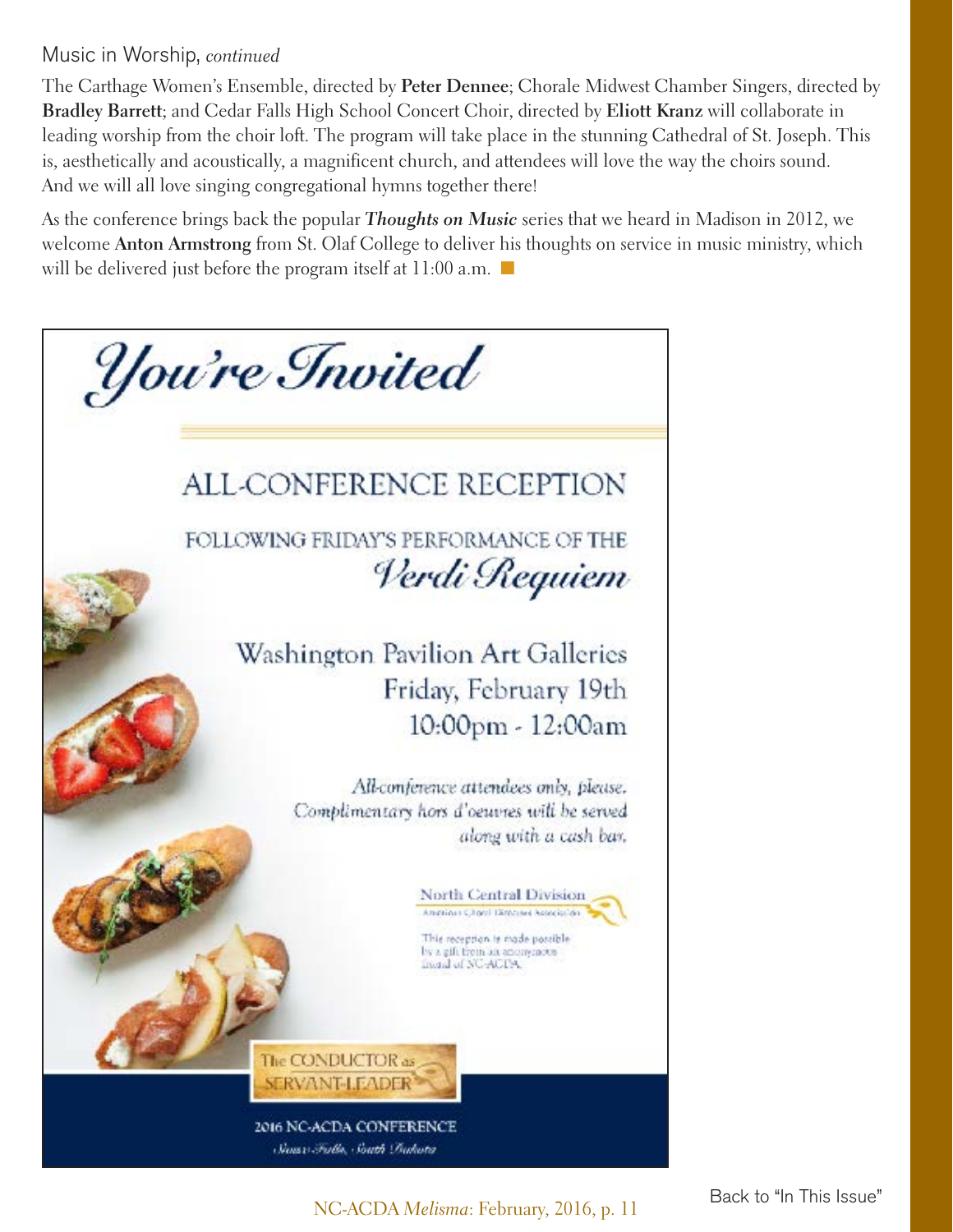Music in Worship, *continued*

The Carthage Women's Ensemble, directed by **Peter Dennee**; Chorale Midwest Chamber Singers, directed by **Bradley Barrett**; and Cedar Falls High School Concert Choir, directed by **Eliott Kranz** will collaborate in leading worship from the choir loft. The program will take place in the stunning Cathedral of St. Joseph. This is, aesthetically and acoustically, a magnificent church, and attendees will love the way the choirs sound. And we will all love singing congregational hymns together there!

As the conference brings back the popular ***Thoughts on Music*** series that we heard in Madison in 2012, we welcome **Anton Armstrong** from St. Olaf College to deliver his thoughts on service in music ministry, which will be delivered just before the program itself at 11:00 a.m.

# *You're Invited*

## ALL-CONFERENCE RECEPTION

FOLLOWING FRIDAY'S PERFORMANCE OF THE *Verdi Requiem*

Washington Pavilion Art Galleries
Friday, February 19th
10:00pm - 12:00am

*All-conference attendees only, please. Complimentary hors d'oeuvres will be served along with a cash bar.*

North Central Division
American Choral Directors Association

This reception is made possible by a gift from an anonymous friend of NC-ACDA.

The CONDUCTOR as SERVANT-LEADER

2016 NC-ACDA CONFERENCE
*Sioux Falls, South Dakota*

Back to "In This Issue"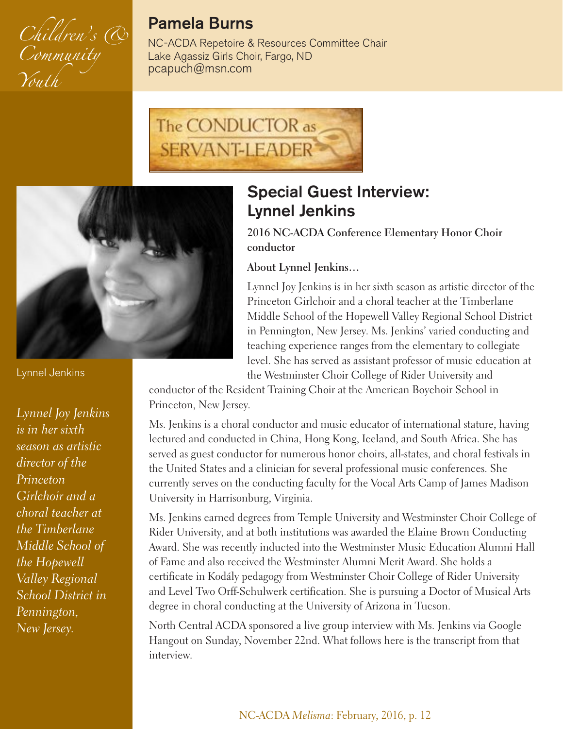*Children's & Community Youth*

## Pamela Burns

NC-ACDA Repetoire & Resources Committee Chair
Lake Agassiz Girls Choir, Fargo, ND
pcapuch@msn.com

The CONDUCTOR as SERVANT-LEADER

Lynnel Jenkins

*Lynnel Joy Jenkins is in her sixth season as artistic director of the Princeton Girlchoir and a choral teacher at the Timberlane Middle School of the Hopewell Valley Regional School District in Pennington, New Jersey.*

# Special Guest Interview: Lynnel Jenkins

**2016 NC-ACDA Conference Elementary Honor Choir conductor**

**About Lynnel Jenkins…**

Lynnel Joy Jenkins is in her sixth season as artistic director of the Princeton Girlchoir and a choral teacher at the Timberlane Middle School of the Hopewell Valley Regional School District in Pennington, New Jersey. Ms. Jenkins' varied conducting and teaching experience ranges from the elementary to collegiate level. She has served as assistant professor of music education at the Westminster Choir College of Rider University and conductor of the Resident Training Choir at the American Boychoir School in Princeton, New Jersey.

Ms. Jenkins is a choral conductor and music educator of international stature, having lectured and conducted in China, Hong Kong, Iceland, and South Africa. She has served as guest conductor for numerous honor choirs, all-states, and choral festivals in the United States and a clinician for several professional music conferences. She currently serves on the conducting faculty for the Vocal Arts Camp of James Madison University in Harrisonburg, Virginia.

Ms. Jenkins earned degrees from Temple University and Westminster Choir College of Rider University, and at both institutions was awarded the Elaine Brown Conducting Award. She was recently inducted into the Westminster Music Education Alumni Hall of Fame and also received the Westminster Alumni Merit Award. She holds a certificate in Kodály pedagogy from Westminster Choir College of Rider University and Level Two Orff-Schulwerk certification. She is pursuing a Doctor of Musical Arts degree in choral conducting at the University of Arizona in Tucson.

North Central ACDA sponsored a live group interview with Ms. Jenkins via Google Hangout on Sunday, November 22nd. What follows here is the transcript from that interview.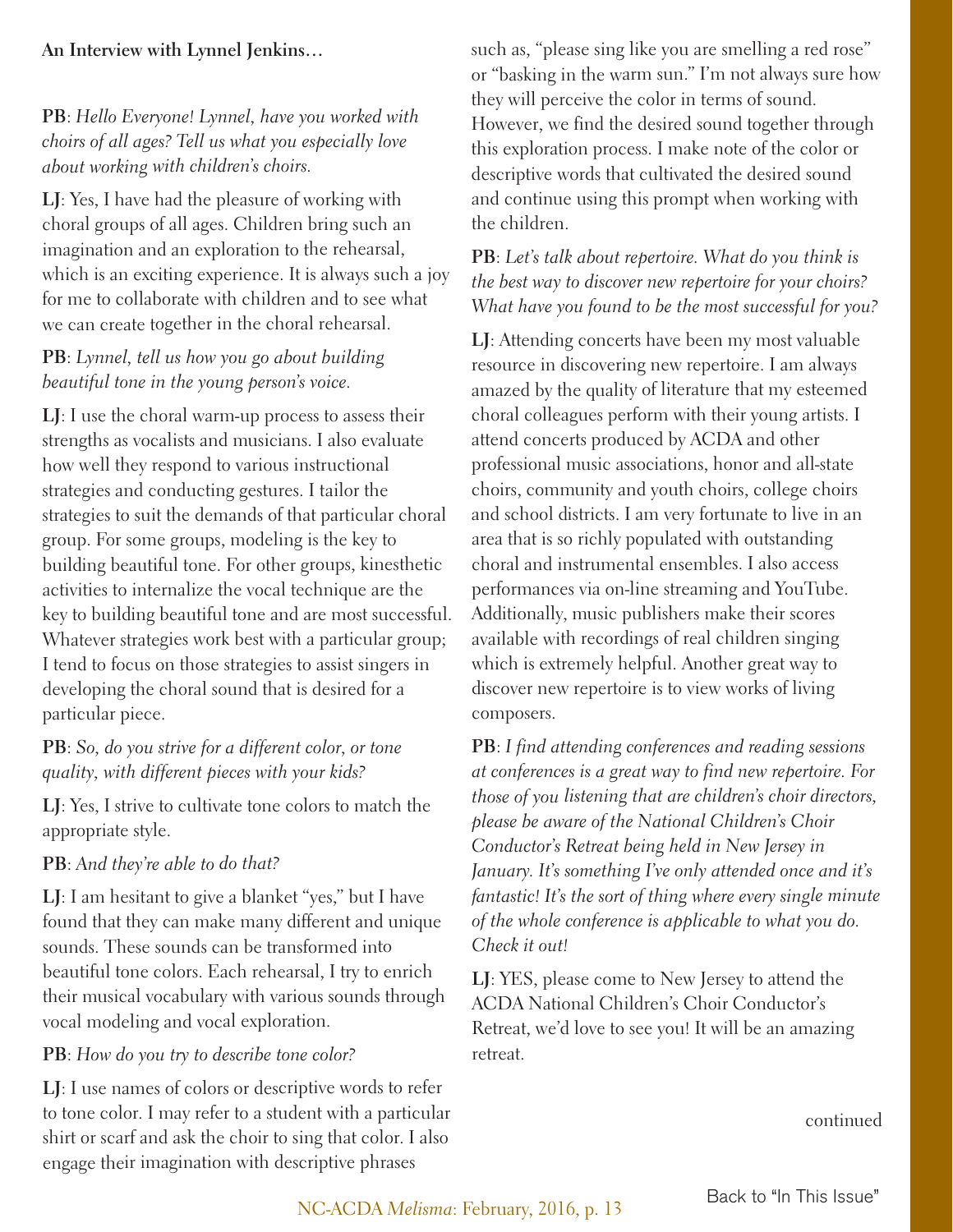**An Interview with Lynnel Jenkins…**

**PB**: *Hello Everyone! Lynnel, have you worked with choirs of all ages? Tell us what you especially love about working with children's choirs.*

**LJ**: Yes, I have had the pleasure of working with choral groups of all ages. Children bring such an imagination and an exploration to the rehearsal, which is an exciting experience. It is always such a joy for me to collaborate with children and to see what we can create together in the choral rehearsal.

**PB**: *Lynnel, tell us how you go about building beautiful tone in the young person's voice.*

**LJ**: I use the choral warm-up process to assess their strengths as vocalists and musicians. I also evaluate how well they respond to various instructional strategies and conducting gestures. I tailor the strategies to suit the demands of that particular choral group. For some groups, modeling is the key to building beautiful tone. For other groups, kinesthetic activities to internalize the vocal technique are the key to building beautiful tone and are most successful. Whatever strategies work best with a particular group; I tend to focus on those strategies to assist singers in developing the choral sound that is desired for a particular piece.

**PB**: *So, do you strive for a different color, or tone quality, with different pieces with your kids?*

**LJ**: Yes, I strive to cultivate tone colors to match the appropriate style.

**PB**: *And they're able to do that?*

**LJ**: I am hesitant to give a blanket "yes," but I have found that they can make many different and unique sounds. These sounds can be transformed into beautiful tone colors. Each rehearsal, I try to enrich their musical vocabulary with various sounds through vocal modeling and vocal exploration.

**PB**: *How do you try to describe tone color?*

**LJ**: I use names of colors or descriptive words to refer to tone color. I may refer to a student with a particular shirt or scarf and ask the choir to sing that color. I also engage their imagination with descriptive phrases such as, "please sing like you are smelling a red rose" or "basking in the warm sun." I'm not always sure how they will perceive the color in terms of sound. However, we find the desired sound together through this exploration process. I make note of the color or descriptive words that cultivated the desired sound and continue using this prompt when working with the children.

**PB**: *Let's talk about repertoire. What do you think is the best way to discover new repertoire for your choirs? What have you found to be the most successful for you?*

**LJ**: Attending concerts have been my most valuable resource in discovering new repertoire. I am always amazed by the quality of literature that my esteemed choral colleagues perform with their young artists. I attend concerts produced by ACDA and other professional music associations, honor and all-state choirs, community and youth choirs, college choirs and school districts. I am very fortunate to live in an area that is so richly populated with outstanding choral and instrumental ensembles. I also access performances via on-line streaming and YouTube. Additionally, music publishers make their scores available with recordings of real children singing which is extremely helpful. Another great way to discover new repertoire is to view works of living composers.

**PB**: *I find attending conferences and reading sessions at conferences is a great way to find new repertoire. For those of you listening that are children's choir directors, please be aware of the National Children's Choir Conductor's Retreat being held in New Jersey in January. It's something I've only attended once and it's fantastic! It's the sort of thing where every single minute of the whole conference is applicable to what you do. Check it out!*

**LJ**: YES, please come to New Jersey to attend the ACDA National Children's Choir Conductor's Retreat, we'd love to see you! It will be an amazing retreat.

continued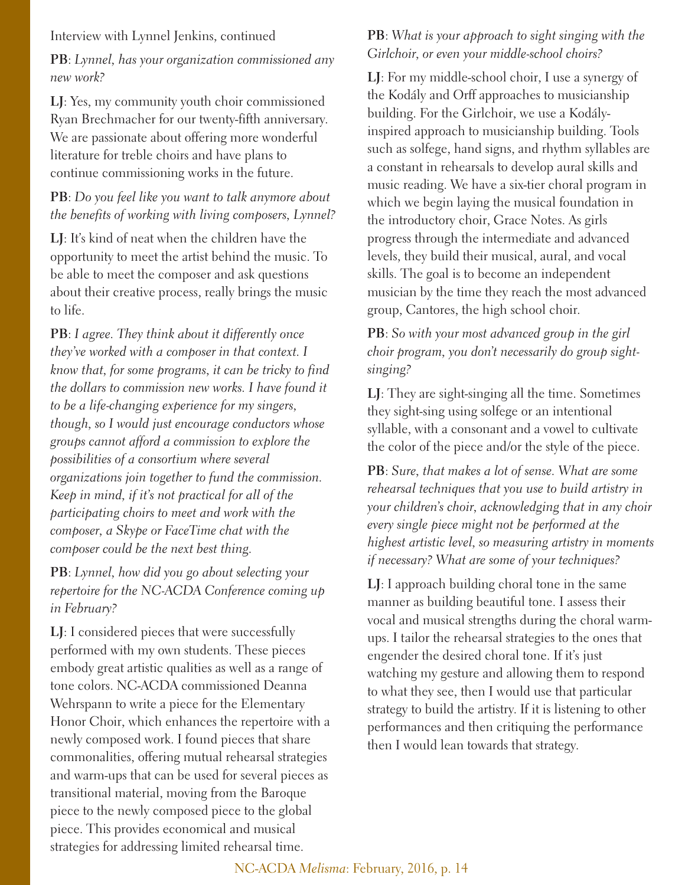Interview with Lynnel Jenkins, continued

**PB**: *Lynnel, has your organization commissioned any new work?*

**LJ**: Yes, my community youth choir commissioned Ryan Brechmacher for our twenty-fifth anniversary. We are passionate about offering more wonderful literature for treble choirs and have plans to continue commissioning works in the future.

**PB**: *Do you feel like you want to talk anymore about the benefits of working with living composers, Lynnel?*

**LJ**: It's kind of neat when the children have the opportunity to meet the artist behind the music. To be able to meet the composer and ask questions about their creative process, really brings the music to life.

**PB**: *I agree. They think about it differently once they've worked with a composer in that context. I know that, for some programs, it can be tricky to find the dollars to commission new works. I have found it to be a life-changing experience for my singers, though, so I would just encourage conductors whose groups cannot afford a commission to explore the possibilities of a consortium where several organizations join together to fund the commission. Keep in mind, if it's not practical for all of the participating choirs to meet and work with the composer, a Skype or FaceTime chat with the composer could be the next best thing.*

**PB**: *Lynnel, how did you go about selecting your repertoire for the NC-ACDA Conference coming up in February?*

**LJ**: I considered pieces that were successfully performed with my own students. These pieces embody great artistic qualities as well as a range of tone colors. NC-ACDA commissioned Deanna Wehrspann to write a piece for the Elementary Honor Choir, which enhances the repertoire with a newly composed work. I found pieces that share commonalities, offering mutual rehearsal strategies and warm-ups that can be used for several pieces as transitional material, moving from the Baroque piece to the newly composed piece to the global piece. This provides economical and musical strategies for addressing limited rehearsal time.

**PB**: *What is your approach to sight singing with the Girlchoir, or even your middle-school choirs?*

**LJ**: For my middle-school choir, I use a synergy of the Kodály and Orff approaches to musicianship building. For the Girlchoir, we use a Kodály-inspired approach to musicianship building. Tools such as solfege, hand signs, and rhythm syllables are a constant in rehearsals to develop aural skills and music reading. We have a six-tier choral program in which we begin laying the musical foundation in the introductory choir, Grace Notes. As girls progress through the intermediate and advanced levels, they build their musical, aural, and vocal skills. The goal is to become an independent musician by the time they reach the most advanced group, Cantores, the high school choir.

**PB**: *So with your most advanced group in the girl choir program, you don't necessarily do group sight-singing?*

**LJ**: They are sight-singing all the time. Sometimes they sight-sing using solfege or an intentional syllable, with a consonant and a vowel to cultivate the color of the piece and/or the style of the piece.

**PB**: *Sure, that makes a lot of sense. What are some rehearsal techniques that you use to build artistry in your children's choir, acknowledging that in any choir every single piece might not be performed at the highest artistic level, so measuring artistry in moments if necessary? What are some of your techniques?*

**LJ**: I approach building choral tone in the same manner as building beautiful tone. I assess their vocal and musical strengths during the choral warm-ups. I tailor the rehearsal strategies to the ones that engender the desired choral tone. If it's just watching my gesture and allowing them to respond to what they see, then I would use that particular strategy to build the artistry. If it is listening to other performances and then critiquing the performance then I would lean towards that strategy.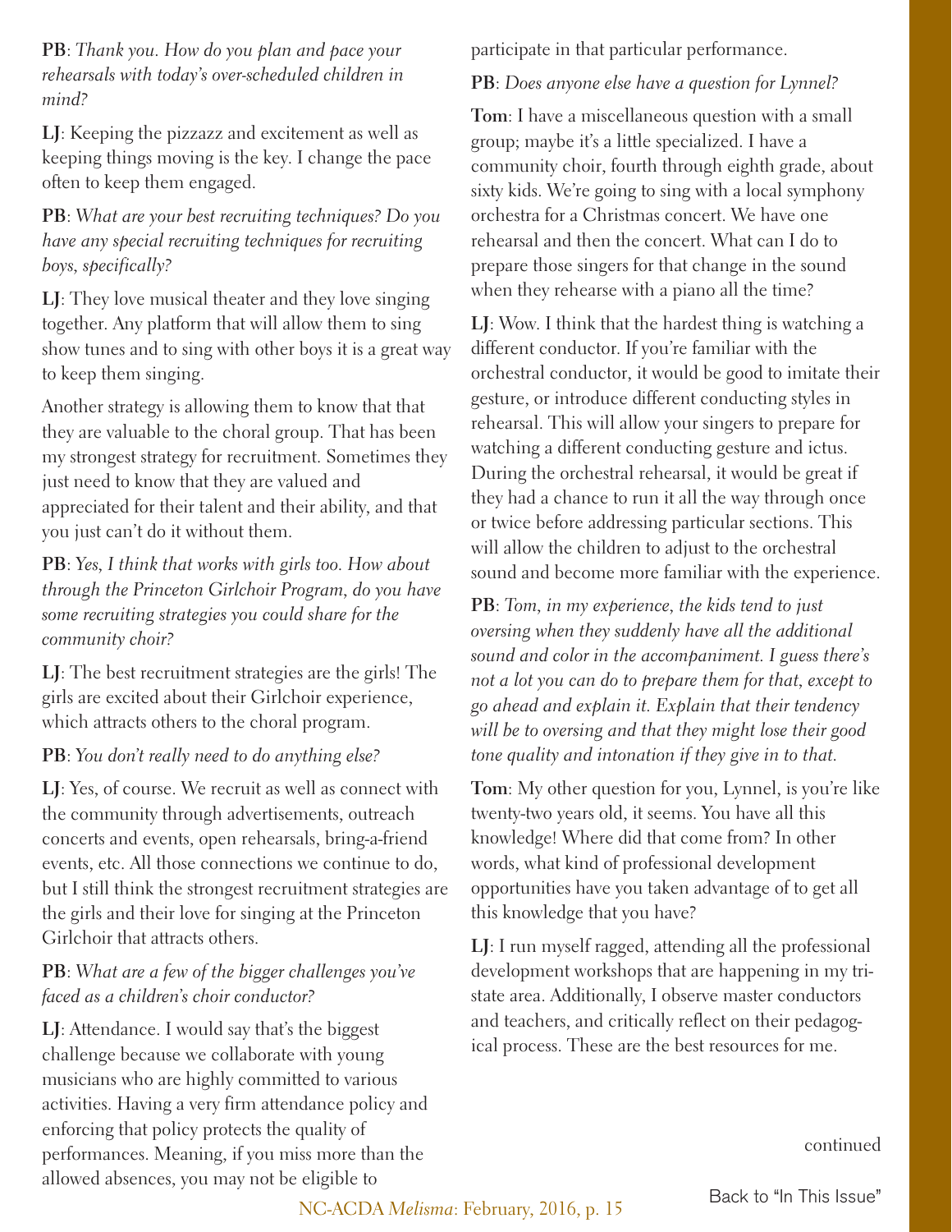**PB**: *Thank you. How do you plan and pace your rehearsals with today's over-scheduled children in mind?*

**LJ**: Keeping the pizzazz and excitement as well as keeping things moving is the key. I change the pace often to keep them engaged.

**PB**: *What are your best recruiting techniques? Do you have any special recruiting techniques for recruiting boys, specifically?*

**LJ**: They love musical theater and they love singing together. Any platform that will allow them to sing show tunes and to sing with other boys it is a great way to keep them singing.

Another strategy is allowing them to know that that they are valuable to the choral group. That has been my strongest strategy for recruitment. Sometimes they just need to know that they are valued and appreciated for their talent and their ability, and that you just can't do it without them.

**PB**: *Yes, I think that works with girls too. How about through the Princeton Girlchoir Program, do you have some recruiting strategies you could share for the community choir?*

**LJ**: The best recruitment strategies are the girls! The girls are excited about their Girlchoir experience, which attracts others to the choral program.

**PB**: *You don't really need to do anything else?*

**LJ**: Yes, of course. We recruit as well as connect with the community through advertisements, outreach concerts and events, open rehearsals, bring-a-friend events, etc. All those connections we continue to do, but I still think the strongest recruitment strategies are the girls and their love for singing at the Princeton Girlchoir that attracts others.

**PB**: *What are a few of the bigger challenges you've faced as a children's choir conductor?*

**LJ**: Attendance. I would say that's the biggest challenge because we collaborate with young musicians who are highly committed to various activities. Having a very firm attendance policy and enforcing that policy protects the quality of performances. Meaning, if you miss more than the allowed absences, you may not be eligible to participate in that particular performance.

**PB**: *Does anyone else have a question for Lynnel?*

**Tom**: I have a miscellaneous question with a small group; maybe it's a little specialized. I have a community choir, fourth through eighth grade, about sixty kids. We're going to sing with a local symphony orchestra for a Christmas concert. We have one rehearsal and then the concert. What can I do to prepare those singers for that change in the sound when they rehearse with a piano all the time?

**LJ**: Wow. I think that the hardest thing is watching a different conductor. If you're familiar with the orchestral conductor, it would be good to imitate their gesture, or introduce different conducting styles in rehearsal. This will allow your singers to prepare for watching a different conducting gesture and ictus. During the orchestral rehearsal, it would be great if they had a chance to run it all the way through once or twice before addressing particular sections. This will allow the children to adjust to the orchestral sound and become more familiar with the experience.

**PB**: *Tom, in my experience, the kids tend to just oversing when they suddenly have all the additional sound and color in the accompaniment. I guess there's not a lot you can do to prepare them for that, except to go ahead and explain it. Explain that their tendency will be to oversing and that they might lose their good tone quality and intonation if they give in to that.*

**Tom**: My other question for you, Lynnel, is you're like twenty-two years old, it seems. You have all this knowledge! Where did that come from? In other words, what kind of professional development opportunities have you taken advantage of to get all this knowledge that you have?

**LJ**: I run myself ragged, attending all the professional development workshops that are happening in my tri-state area. Additionally, I observe master conductors and teachers, and critically reflect on their pedagogical process. These are the best resources for me.

continued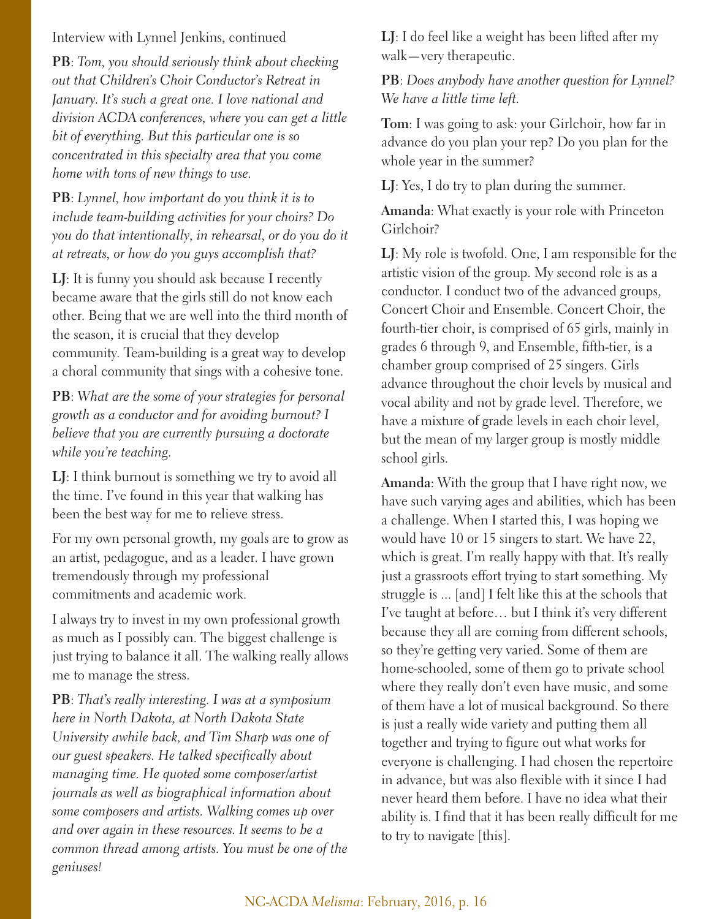Interview with Lynnel Jenkins, continued

**PB**: *Tom, you should seriously think about checking out that Children's Choir Conductor's Retreat in January. It's such a great one. I love national and division ACDA conferences, where you can get a little bit of everything. But this particular one is so concentrated in this specialty area that you come home with tons of new things to use.*

**PB**: *Lynnel, how important do you think it is to include team-building activities for your choirs? Do you do that intentionally, in rehearsal, or do you do it at retreats, or how do you guys accomplish that?*

**LJ**: It is funny you should ask because I recently became aware that the girls still do not know each other. Being that we are well into the third month of the season, it is crucial that they develop community. Team-building is a great way to develop a choral community that sings with a cohesive tone.

**PB**: *What are the some of your strategies for personal growth as a conductor and for avoiding burnout? I believe that you are currently pursuing a doctorate while you're teaching.*

**LJ**: I think burnout is something we try to avoid all the time. I've found in this year that walking has been the best way for me to relieve stress.

For my own personal growth, my goals are to grow as an artist, pedagogue, and as a leader. I have grown tremendously through my professional commitments and academic work.

I always try to invest in my own professional growth as much as I possibly can. The biggest challenge is just trying to balance it all. The walking really allows me to manage the stress.

**PB**: *That's really interesting. I was at a symposium here in North Dakota, at North Dakota State University awhile back, and Tim Sharp was one of our guest speakers. He talked specifically about managing time. He quoted some composer/artist journals as well as biographical information about some composers and artists. Walking comes up over and over again in these resources. It seems to be a common thread among artists. You must be one of the geniuses!*

**LJ**: I do feel like a weight has been lifted after my walk—very therapeutic.

**PB**: *Does anybody have another question for Lynnel? We have a little time left.*

**Tom**: I was going to ask: your Girlchoir, how far in advance do you plan your rep? Do you plan for the whole year in the summer?

**LJ**: Yes, I do try to plan during the summer.

**Amanda**: What exactly is your role with Princeton Girlchoir?

**LJ**: My role is twofold. One, I am responsible for the artistic vision of the group. My second role is as a conductor. I conduct two of the advanced groups, Concert Choir and Ensemble. Concert Choir, the fourth-tier choir, is comprised of 65 girls, mainly in grades 6 through 9, and Ensemble, fifth-tier, is a chamber group comprised of 25 singers. Girls advance throughout the choir levels by musical and vocal ability and not by grade level. Therefore, we have a mixture of grade levels in each choir level, but the mean of my larger group is mostly middle school girls.

**Amanda**: With the group that I have right now, we have such varying ages and abilities, which has been a challenge. When I started this, I was hoping we would have 10 or 15 singers to start. We have 22, which is great. I'm really happy with that. It's really just a grassroots effort trying to start something. My struggle is ... [and] I felt like this at the schools that I've taught at before… but I think it's very different because they all are coming from different schools, so they're getting very varied. Some of them are home-schooled, some of them go to private school where they really don't even have music, and some of them have a lot of musical background. So there is just a really wide variety and putting them all together and trying to figure out what works for everyone is challenging. I had chosen the repertoire in advance, but was also flexible with it since I had never heard them before. I have no idea what their ability is. I find that it has been really difficult for me to try to navigate [this].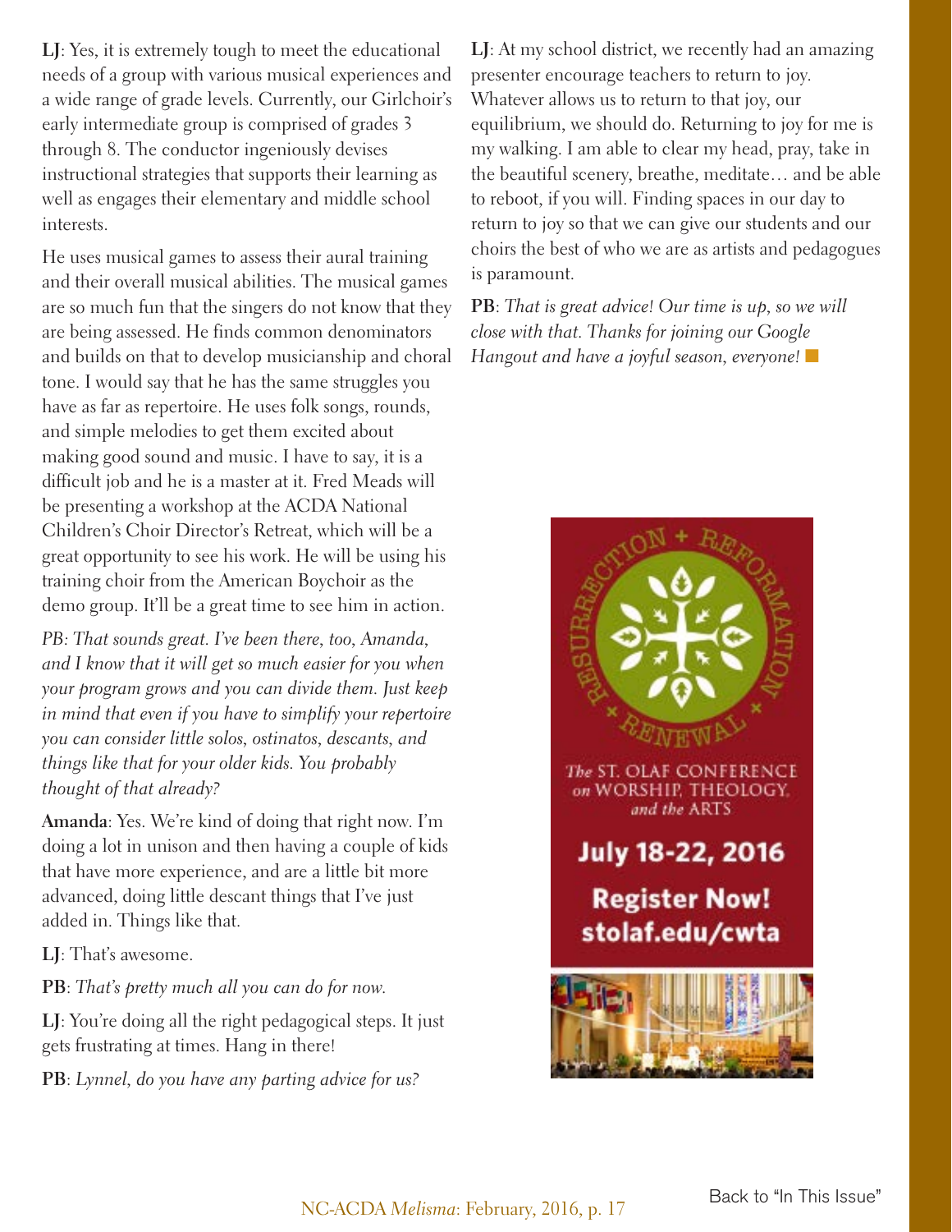**LJ**: Yes, it is extremely tough to meet the educational needs of a group with various musical experiences and a wide range of grade levels. Currently, our Girlchoir's early intermediate group is comprised of grades 3 through 8. The conductor ingeniously devises instructional strategies that supports their learning as well as engages their elementary and middle school interests.

He uses musical games to assess their aural training and their overall musical abilities. The musical games are so much fun that the singers do not know that they are being assessed. He finds common denominators and builds on that to develop musicianship and choral tone. I would say that he has the same struggles you have as far as repertoire. He uses folk songs, rounds, and simple melodies to get them excited about making good sound and music. I have to say, it is a difficult job and he is a master at it. Fred Meads will be presenting a workshop at the ACDA National Children's Choir Director's Retreat, which will be a great opportunity to see his work. He will be using his training choir from the American Boychoir as the demo group. It'll be a great time to see him in action.

*PB: That sounds great. I've been there, too, Amanda, and I know that it will get so much easier for you when your program grows and you can divide them. Just keep in mind that even if you have to simplify your repertoire you can consider little solos, ostinatos, descants, and things like that for your older kids. You probably thought of that already?*

**Amanda**: Yes. We're kind of doing that right now. I'm doing a lot in unison and then having a couple of kids that have more experience, and are a little bit more advanced, doing little descant things that I've just added in. Things like that.

**LJ**: That's awesome.

**PB**: *That's pretty much all you can do for now.*

**LJ**: You're doing all the right pedagogical steps. It just gets frustrating at times. Hang in there!

**PB**: *Lynnel, do you have any parting advice for us?*

**LJ**: At my school district, we recently had an amazing presenter encourage teachers to return to joy. Whatever allows us to return to that joy, our equilibrium, we should do. Returning to joy for me is my walking. I am able to clear my head, pray, take in the beautiful scenery, breathe, meditate… and be able to reboot, if you will. Finding spaces in our day to return to joy so that we can give our students and our choirs the best of who we are as artists and pedagogues is paramount.

**PB**: *That is great advice! Our time is up, so we will close with that. Thanks for joining our Google Hangout and have a joyful season, everyone!* ■

RESURRECTION + REFORMATION + RENEWAL

The ST. OLAF CONFERENCE on WORSHIP, THEOLOGY, and the ARTS

**July 18-22, 2016**

**Register Now!**
**stolaf.edu/cwta**

Back to "In This Issue"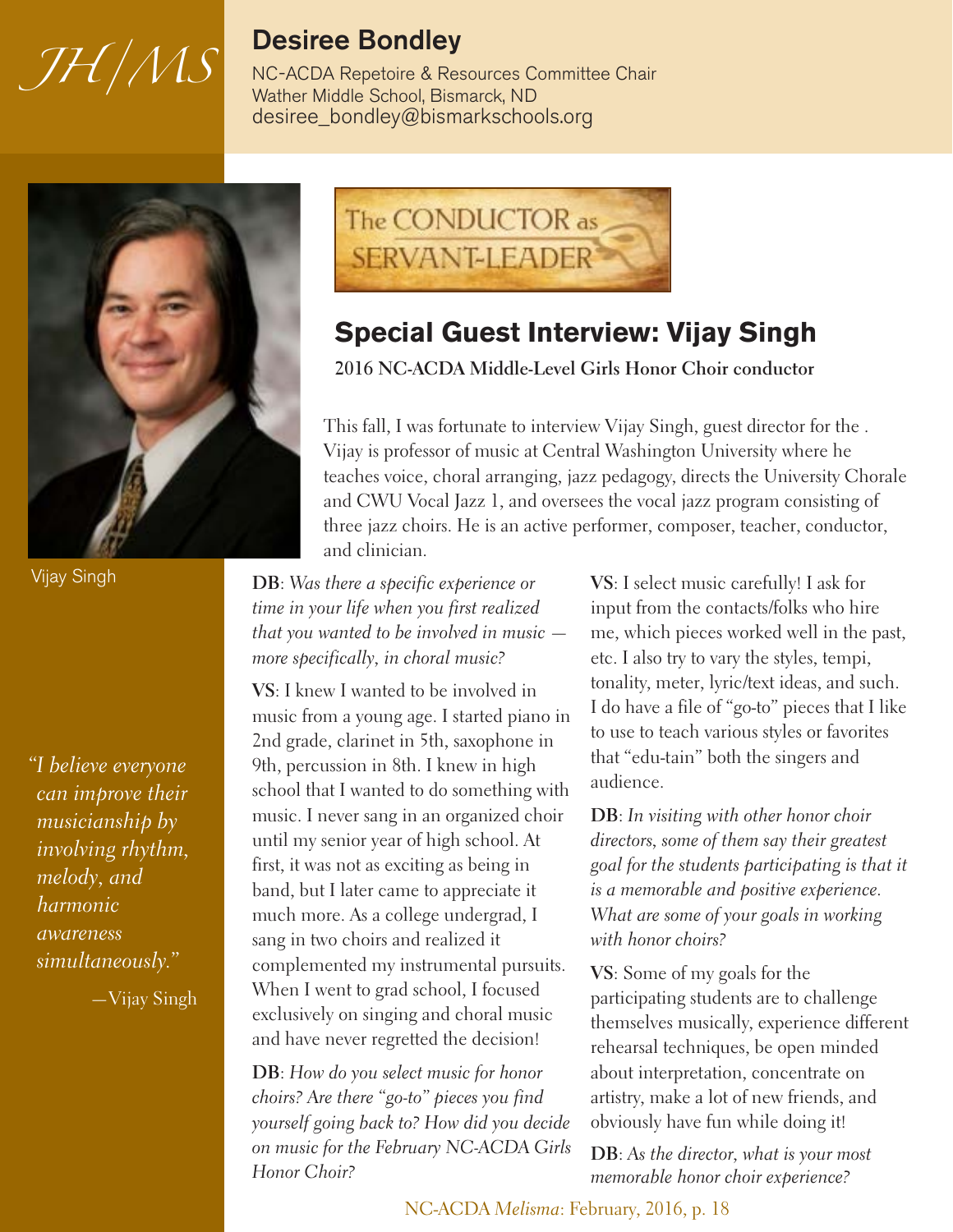JH/MS

## Desiree Bondley

NC-ACDA Repetoire & Resources Committee Chair
Wather Middle School, Bismarck, ND
desiree_bondley@bismarkschools.org

Vijay Singh

*"I believe everyone can improve their musicianship by involving rhythm, melody, and harmonic awareness simultaneously."*

—Vijay Singh

The CONDUCTOR as SERVANT-LEADER

# Special Guest Interview: Vijay Singh

**2016 NC-ACDA Middle-Level Girls Honor Choir conductor**

This fall, I was fortunate to interview Vijay Singh, guest director for the . Vijay is professor of music at Central Washington University where he teaches voice, choral arranging, jazz pedagogy, directs the University Chorale and CWU Vocal Jazz 1, and oversees the vocal jazz program consisting of three jazz choirs. He is an active performer, composer, teacher, conductor, and clinician.

**DB**: *Was there a specific experience or time in your life when you first realized that you wanted to be involved in music — more specifically, in choral music?*

**VS**: I knew I wanted to be involved in music from a young age. I started piano in 2nd grade, clarinet in 5th, saxophone in 9th, percussion in 8th. I knew in high school that I wanted to do something with music. I never sang in an organized choir until my senior year of high school. At first, it was not as exciting as being in band, but I later came to appreciate it much more. As a college undergrad, I sang in two choirs and realized it complemented my instrumental pursuits. When I went to grad school, I focused exclusively on singing and choral music and have never regretted the decision!

**DB**: *How do you select music for honor choirs? Are there "go-to" pieces you find yourself going back to? How did you decide on music for the February NC-ACDA Girls Honor Choir?*

**VS**: I select music carefully! I ask for input from the contacts/folks who hire me, which pieces worked well in the past, etc. I also try to vary the styles, tempi, tonality, meter, lyric/text ideas, and such. I do have a file of "go-to" pieces that I like to use to teach various styles or favorites that "edu-tain" both the singers and audience.

**DB**: *In visiting with other honor choir directors, some of them say their greatest goal for the students participating is that it is a memorable and positive experience. What are some of your goals in working with honor choirs?*

**VS**: Some of my goals for the participating students are to challenge themselves musically, experience different rehearsal techniques, be open minded about interpretation, concentrate on artistry, make a lot of new friends, and obviously have fun while doing it!

**DB**: *As the director, what is your most memorable honor choir experience?*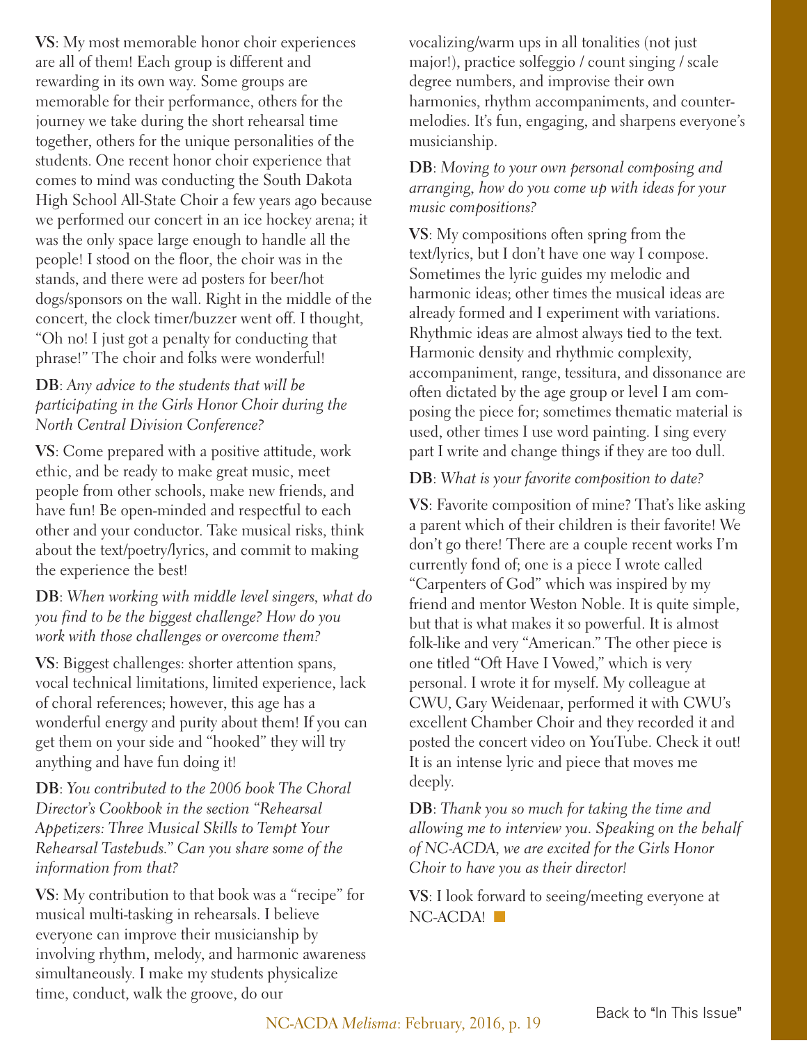**VS**: My most memorable honor choir experiences are all of them! Each group is different and rewarding in its own way. Some groups are memorable for their performance, others for the journey we take during the short rehearsal time together, others for the unique personalities of the students. One recent honor choir experience that comes to mind was conducting the South Dakota High School All-State Choir a few years ago because we performed our concert in an ice hockey arena; it was the only space large enough to handle all the people! I stood on the floor, the choir was in the stands, and there were ad posters for beer/hot dogs/sponsors on the wall. Right in the middle of the concert, the clock timer/buzzer went off. I thought, "Oh no! I just got a penalty for conducting that phrase!" The choir and folks were wonderful!

**DB**: *Any advice to the students that will be participating in the Girls Honor Choir during the North Central Division Conference?*

**VS**: Come prepared with a positive attitude, work ethic, and be ready to make great music, meet people from other schools, make new friends, and have fun! Be open-minded and respectful to each other and your conductor. Take musical risks, think about the text/poetry/lyrics, and commit to making the experience the best!

**DB**: *When working with middle level singers, what do you find to be the biggest challenge? How do you work with those challenges or overcome them?*

**VS**: Biggest challenges: shorter attention spans, vocal technical limitations, limited experience, lack of choral references; however, this age has a wonderful energy and purity about them! If you can get them on your side and "hooked" they will try anything and have fun doing it!

**DB**: *You contributed to the 2006 book The Choral Director's Cookbook in the section "Rehearsal Appetizers: Three Musical Skills to Tempt Your Rehearsal Tastebuds." Can you share some of the information from that?*

**VS**: My contribution to that book was a "recipe" for musical multi-tasking in rehearsals. I believe everyone can improve their musicianship by involving rhythm, melody, and harmonic awareness simultaneously. I make my students physicalize time, conduct, walk the groove, do our vocalizing/warm ups in all tonalities (not just major!), practice solfeggio / count singing / scale degree numbers, and improvise their own harmonies, rhythm accompaniments, and counter-melodies. It's fun, engaging, and sharpens everyone's musicianship.

**DB**: *Moving to your own personal composing and arranging, how do you come up with ideas for your music compositions?*

**VS**: My compositions often spring from the text/lyrics, but I don't have one way I compose. Sometimes the lyric guides my melodic and harmonic ideas; other times the musical ideas are already formed and I experiment with variations. Rhythmic ideas are almost always tied to the text. Harmonic density and rhythmic complexity, accompaniment, range, tessitura, and dissonance are often dictated by the age group or level I am composing the piece for; sometimes thematic material is used, other times I use word painting. I sing every part I write and change things if they are too dull.

**DB**: *What is your favorite composition to date?*

**VS**: Favorite composition of mine? That's like asking a parent which of their children is their favorite! We don't go there! There are a couple recent works I'm currently fond of; one is a piece I wrote called "Carpenters of God" which was inspired by my friend and mentor Weston Noble. It is quite simple, but that is what makes it so powerful. It is almost folk-like and very "American." The other piece is one titled "Oft Have I Vowed," which is very personal. I wrote it for myself. My colleague at CWU, Gary Weidenaar, performed it with CWU's excellent Chamber Choir and they recorded it and posted the concert video on YouTube. Check it out! It is an intense lyric and piece that moves me deeply.

**DB**: *Thank you so much for taking the time and allowing me to interview you. Speaking on the behalf of NC-ACDA, we are excited for the Girls Honor Choir to have you as their director!*

**VS**: I look forward to seeing/meeting everyone at NC-ACDA! ■

Back to "In This Issue"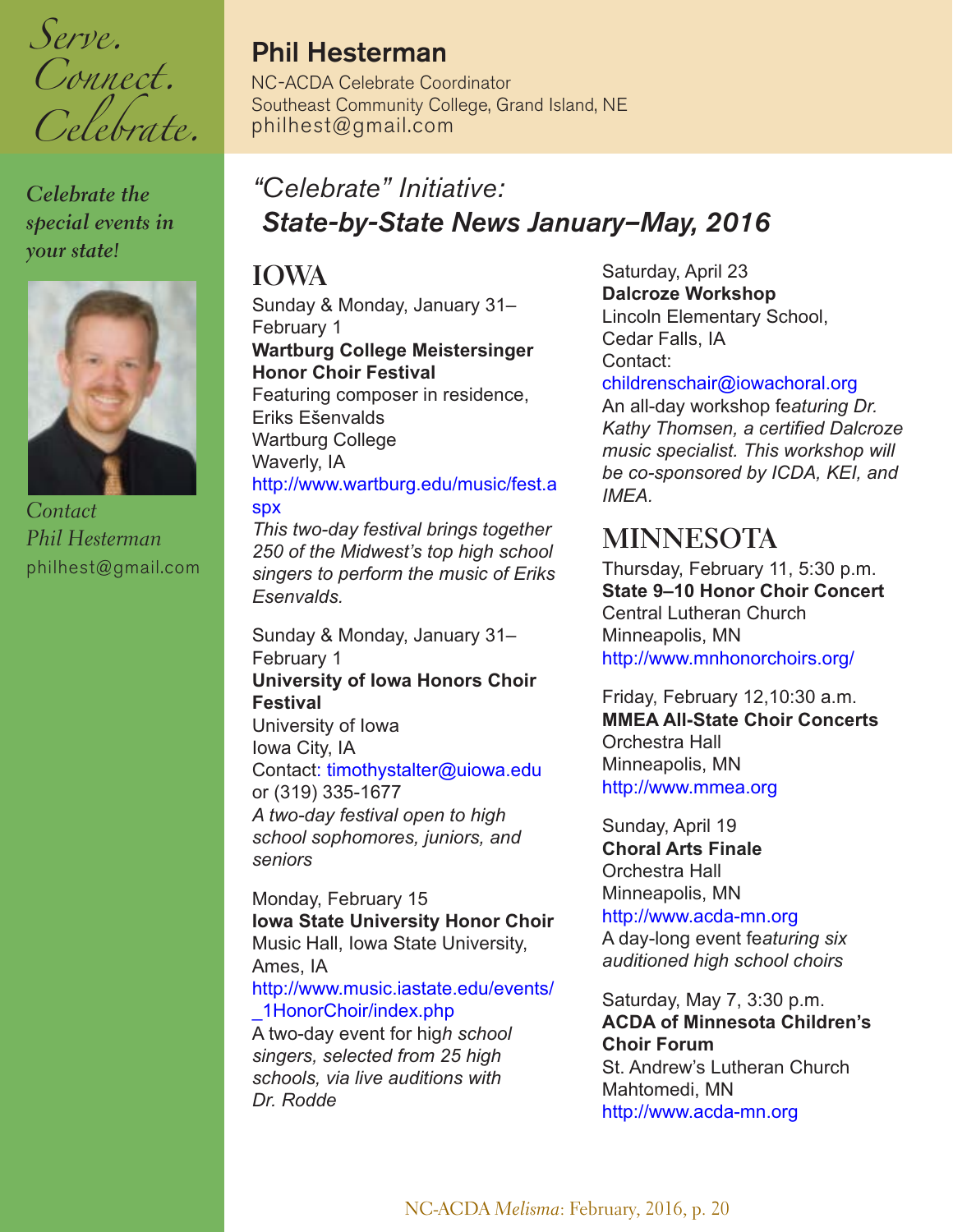Serve.
Connect.
Celebrate.

*Celebrate the special events in your state!*

*Contact Phil Hesterman*
philhest@gmail.com

## Phil Hesterman

NC-ACDA Celebrate Coordinator
Southeast Community College, Grand Island, NE
philhest@gmail.com

# "Celebrate" Initiative: *State-by-State News January–May, 2016*

## IOWA

Sunday & Monday, January 31–February 1
**Wartburg College Meistersinger Honor Choir Festival**
Featuring composer in residence, Eriks Ešenvalds
Wartburg College
Waverly, IA
http://www.wartburg.edu/music/fest.aspx
*This two-day festival brings together 250 of the Midwest's top high school singers to perform the music of Eriks Esenvalds.*

Sunday & Monday, January 31–February 1
**University of Iowa Honors Choir Festival**
University of Iowa
Iowa City, IA
Contact: timothystalter@uiowa.edu or (319) 335-1677
*A two-day festival open to high school sophomores, juniors, and seniors*

Monday, February 15
**Iowa State University Honor Choir**
Music Hall, Iowa State University,
Ames, IA
http://www.music.iastate.edu/events/_1HonorChoir/index.php
*A two-day event for high school singers, selected from 25 high schools, via live auditions with Dr. Rodde*

Saturday, April 23
**Dalcroze Workshop**
Lincoln Elementary School,
Cedar Falls, IA
Contact:
childrenschair@iowachoral.org
*An all-day workshop featuring Dr. Kathy Thomsen, a certified Dalcroze music specialist. This workshop will be co-sponsored by ICDA, KEI, and IMEA.*

## MINNESOTA

Thursday, February 11, 5:30 p.m.
**State 9–10 Honor Choir Concert**
Central Lutheran Church
Minneapolis, MN
http://www.mnhonorchoirs.org/

Friday, February 12,10:30 a.m.
**MMEA All-State Choir Concerts**
Orchestra Hall
Minneapolis, MN
http://www.mmea.org

Sunday, April 19
**Choral Arts Finale**
Orchestra Hall
Minneapolis, MN
http://www.acda-mn.org
*A day-long event featuring six auditioned high school choirs*

Saturday, May 7, 3:30 p.m.
**ACDA of Minnesota Children's Choir Forum**
St. Andrew's Lutheran Church
Mahtomedi, MN
http://www.acda-mn.org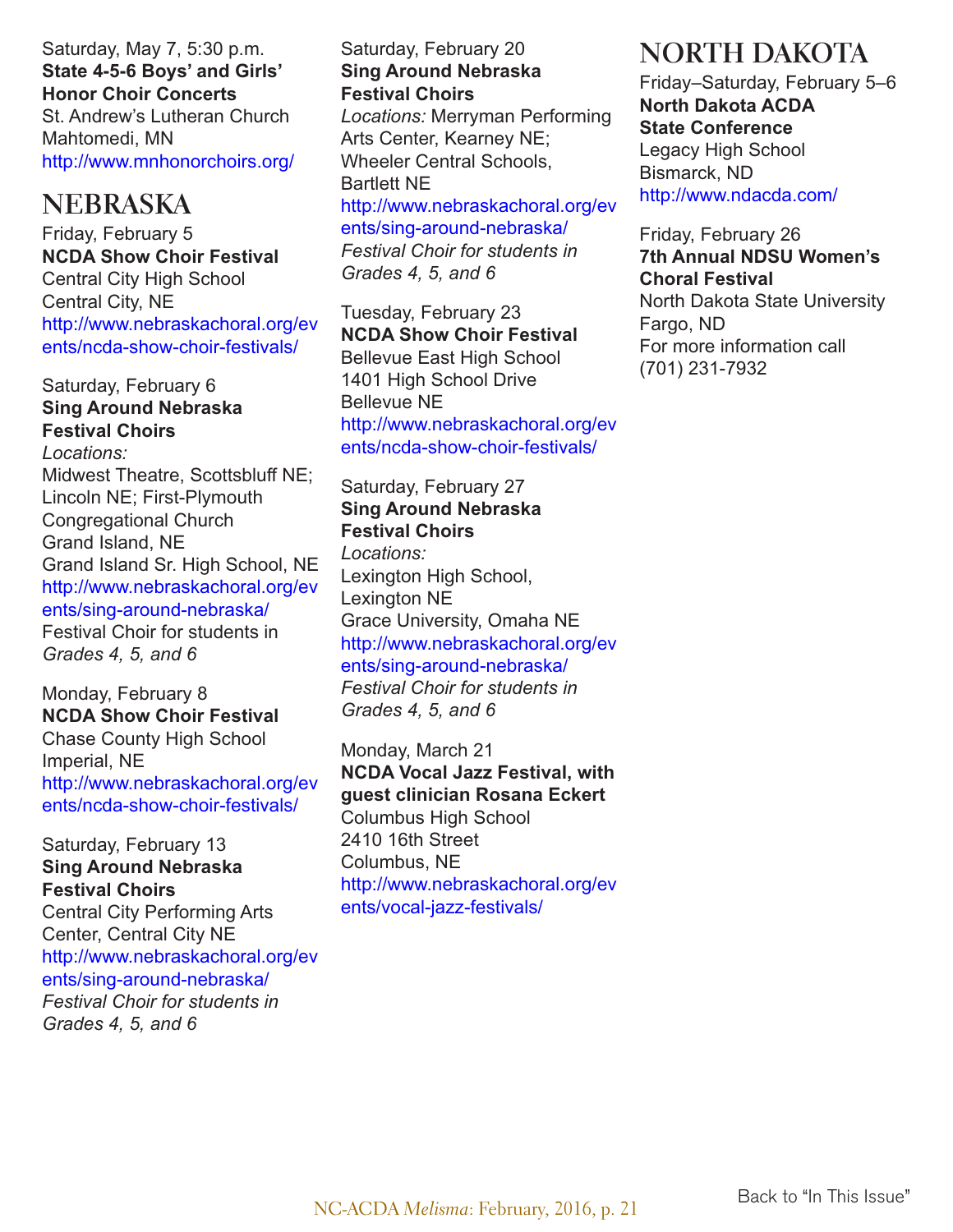Saturday, May 7, 5:30 p.m.
**State 4-5-6 Boys' and Girls' Honor Choir Concerts**
St. Andrew's Lutheran Church
Mahtomedi, MN
http://www.mnhonorchoirs.org/

## NEBRASKA

Friday, February 5
**NCDA Show Choir Festival**
Central City High School
Central City, NE
http://www.nebraskachoral.org/events/ncda-show-choir-festivals/

Saturday, February 6
**Sing Around Nebraska Festival Choirs**
*Locations:*
Midwest Theatre, Scottsbluff NE; Lincoln NE; First-Plymouth Congregational Church
Grand Island, NE
Grand Island Sr. High School, NE
http://www.nebraskachoral.org/events/sing-around-nebraska/
Festival Choir for students in *Grades 4, 5, and 6*

Monday, February 8
**NCDA Show Choir Festival**
Chase County High School
Imperial, NE
http://www.nebraskachoral.org/events/ncda-show-choir-festivals/

Saturday, February 13
**Sing Around Nebraska Festival Choirs**
Central City Performing Arts Center, Central City NE
http://www.nebraskachoral.org/events/sing-around-nebraska/
*Festival Choir for students in Grades 4, 5, and 6*

Saturday, February 20
**Sing Around Nebraska Festival Choirs**
*Locations:* Merryman Performing Arts Center, Kearney NE; Wheeler Central Schools, Bartlett NE
http://www.nebraskachoral.org/events/sing-around-nebraska/
*Festival Choir for students in Grades 4, 5, and 6*

Tuesday, February 23
**NCDA Show Choir Festival**
Bellevue East High School
1401 High School Drive
Bellevue NE
http://www.nebraskachoral.org/events/ncda-show-choir-festivals/

Saturday, February 27
**Sing Around Nebraska Festival Choirs**
*Locations:*
Lexington High School, Lexington NE
Grace University, Omaha NE
http://www.nebraskachoral.org/events/sing-around-nebraska/
*Festival Choir for students in Grades 4, 5, and 6*

Monday, March 21
**NCDA Vocal Jazz Festival, with guest clinician Rosana Eckert**
Columbus High School
2410 16th Street
Columbus, NE
http://www.nebraskachoral.org/events/vocal-jazz-festivals/

## NORTH DAKOTA

Friday–Saturday, February 5–6
**North Dakota ACDA State Conference**
Legacy High School
Bismarck, ND
http://www.ndacda.com/

Friday, February 26
**7th Annual NDSU Women's Choral Festival**
North Dakota State University
Fargo, ND
For more information call
(701) 231-7932

Back to "In This Issue"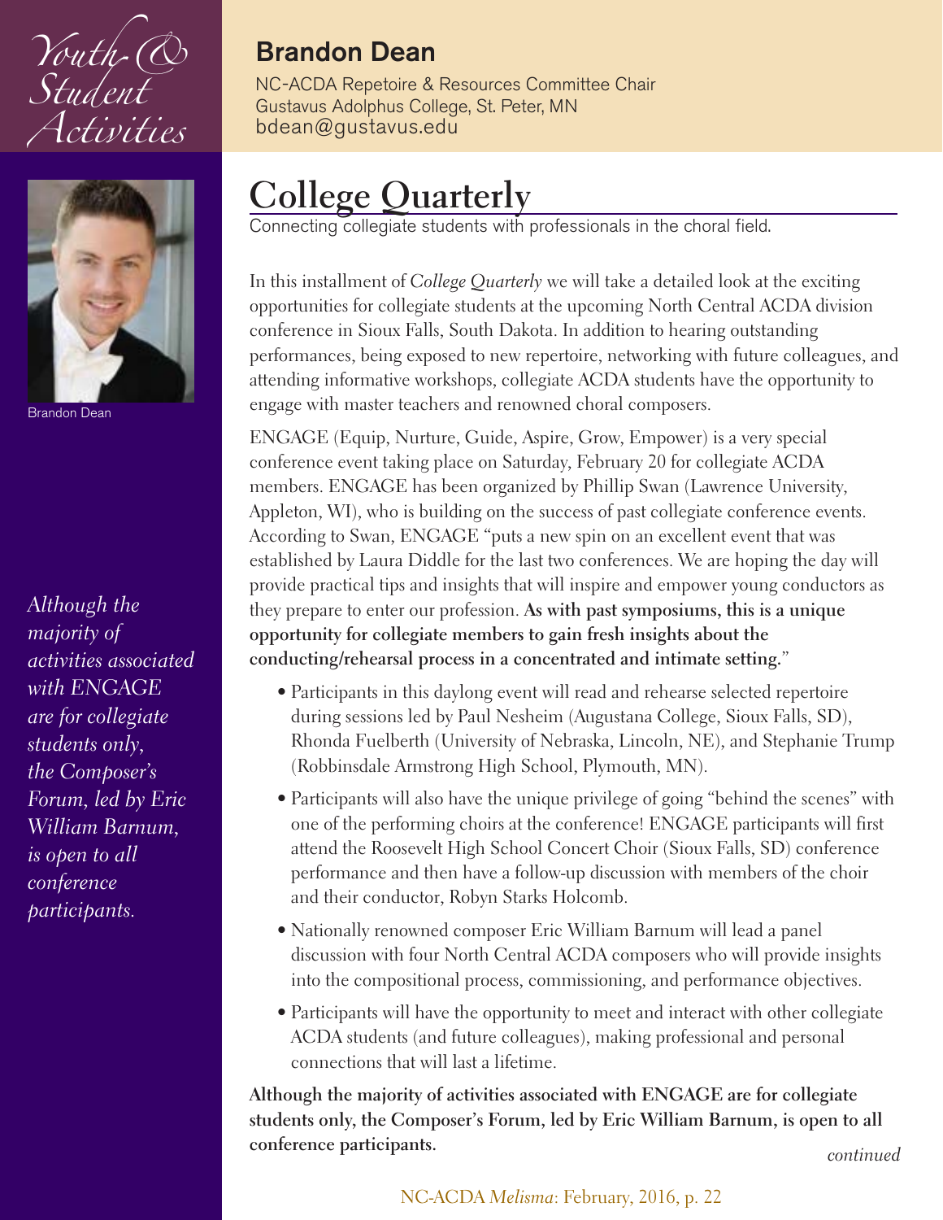Youth & Student Activities

## Brandon Dean

NC-ACDA Repetoire & Resources Committee Chair
Gustavus Adolphus College, St. Peter, MN
bdean@gustavus.edu

Brandon Dean

# College Quarterly

Connecting collegiate students with professionals in the choral field.

In this installment of *College Quarterly* we will take a detailed look at the exciting opportunities for collegiate students at the upcoming North Central ACDA division conference in Sioux Falls, South Dakota. In addition to hearing outstanding performances, being exposed to new repertoire, networking with future colleagues, and attending informative workshops, collegiate ACDA students have the opportunity to engage with master teachers and renowned choral composers.

ENGAGE (Equip, Nurture, Guide, Aspire, Grow, Empower) is a very special conference event taking place on Saturday, February 20 for collegiate ACDA members. ENGAGE has been organized by Phillip Swan (Lawrence University, Appleton, WI), who is building on the success of past collegiate conference events. According to Swan, ENGAGE "puts a new spin on an excellent event that was established by Laura Diddle for the last two conferences. We are hoping the day will provide practical tips and insights that will inspire and empower young conductors as they prepare to enter our profession. **As with past symposiums, this is a unique opportunity for collegiate members to gain fresh insights about the conducting/rehearsal process in a concentrated and intimate setting.**"

- Participants in this daylong event will read and rehearse selected repertoire during sessions led by Paul Nesheim (Augustana College, Sioux Falls, SD), Rhonda Fuelberth (University of Nebraska, Lincoln, NE), and Stephanie Trump (Robbinsdale Armstrong High School, Plymouth, MN).
- Participants will also have the unique privilege of going "behind the scenes" with one of the performing choirs at the conference! ENGAGE participants will first attend the Roosevelt High School Concert Choir (Sioux Falls, SD) conference performance and then have a follow-up discussion with members of the choir and their conductor, Robyn Starks Holcomb.
- Nationally renowned composer Eric William Barnum will lead a panel discussion with four North Central ACDA composers who will provide insights into the compositional process, commissioning, and performance objectives.
- Participants will have the opportunity to meet and interact with other collegiate ACDA students (and future colleagues), making professional and personal connections that will last a lifetime.

**Although the majority of activities associated with ENGAGE are for collegiate students only, the Composer's Forum, led by Eric William Barnum, is open to all conference participants.**

*continued*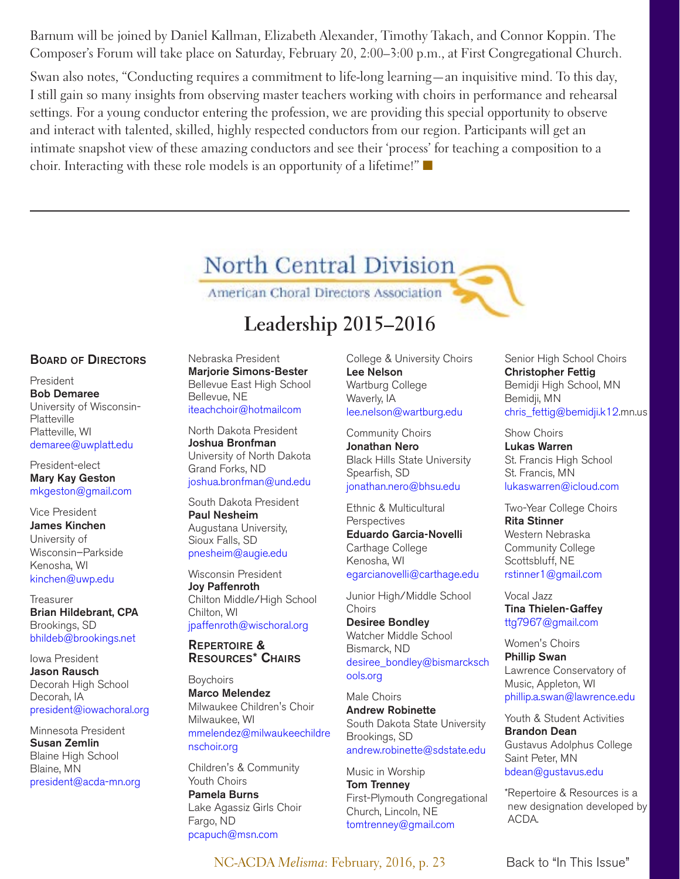Barnum will be joined by Daniel Kallman, Elizabeth Alexander, Timothy Takach, and Connor Koppin. The Composer's Forum will take place on Saturday, February 20, 2:00–3:00 p.m., at First Congregational Church.

Swan also notes, "Conducting requires a commitment to life-long learning—an inquisitive mind. To this day, I still gain so many insights from observing master teachers working with choirs in performance and rehearsal settings. For a young conductor entering the profession, we are providing this special opportunity to observe and interact with talented, skilled, highly respected conductors from our region. Participants will get an intimate snapshot view of these amazing conductors and see their 'process' for teaching a composition to a choir. Interacting with these role models is an opportunity of a lifetime!" ■

---

North Central Division

American Choral Directors Association

# Leadership 2015–2016

## Board of Directors

President
**Bob Demaree**
University of Wisconsin-Platteville
Platteville, WI
demaree@uwplatt.edu

President-elect
**Mary Kay Geston**
mkgeston@gmail.com

Vice President
**James Kinchen**
University of Wisconsin–Parkside
Kenosha, WI
kinchen@uwp.edu

Treasurer
**Brian Hildebrant, CPA**
Brookings, SD
bhildeb@brookings.net

Iowa President
**Jason Rausch**
Decorah High School
Decorah, IA
president@iowachoral.org

Minnesota President
**Susan Zemlin**
Blaine High School
Blaine, MN
president@acda-mn.org

Nebraska President
**Marjorie Simons-Bester**
Bellevue East High School
Bellevue, NE
iteachchoir@hotmailcom

North Dakota President
**Joshua Bronfman**
University of North Dakota
Grand Forks, ND
joshua.bronfman@und.edu

South Dakota President
**Paul Nesheim**
Augustana University,
Sioux Falls, SD
pnesheim@augie.edu

Wisconsin President
**Joy Paffenroth**
Chilton Middle/High School
Chilton, WI
jpaffenroth@wischoral.org

## Repertoire & Resources* Chairs

Boychoirs
**Marco Melendez**
Milwaukee Children's Choir
Milwaukee, WI
mmelendez@milwaukeechildrenschoir.org

Children's & Community Youth Choirs
**Pamela Burns**
Lake Agassiz Girls Choir
Fargo, ND
pcapuch@msn.com

College & University Choirs
**Lee Nelson**
Wartburg College
Waverly, IA
lee.nelson@wartburg.edu

Community Choirs
**Jonathan Nero**
Black Hills State University
Spearfish, SD
jonathan.nero@bhsu.edu

Ethnic & Multicultural Perspectives
**Eduardo Garcia-Novelli**
Carthage College
Kenosha, WI
egarcianovelli@carthage.edu

Junior High/Middle School Choirs
**Desiree Bondley**
Watcher Middle School
Bismarck, ND
desiree_bondley@bismarckschools.org

Male Choirs
**Andrew Robinette**
South Dakota State University
Brookings, SD
andrew.robinette@sdstate.edu

Music in Worship
**Tom Trenney**
First-Plymouth Congregational Church, Lincoln, NE
tomtrenney@gmail.com

Senior High School Choirs
**Christopher Fettig**
Bemidji High School, MN
Bemidji, MN
chris_fettig@bemidji.k12.mn.us

Show Choirs
**Lukas Warren**
St. Francis High School
St. Francis, MN
lukaswarren@icloud.com

Two-Year College Choirs
**Rita Stinner**
Western Nebraska Community College
Scottsbluff, NE
rstinner1@gmail.com

Vocal Jazz
**Tina Thielen-Gaffey**
ttg7967@gmail.com

Women's Choirs
**Phillip Swan**
Lawrence Conservatory of Music, Appleton, WI
phillip.a.swan@lawrence.edu

Youth & Student Activities
**Brandon Dean**
Gustavus Adolphus College
Saint Peter, MN
bdean@gustavus.edu

*Repertoire & Resources is a new designation developed by ACDA.

Back to "In This Issue"